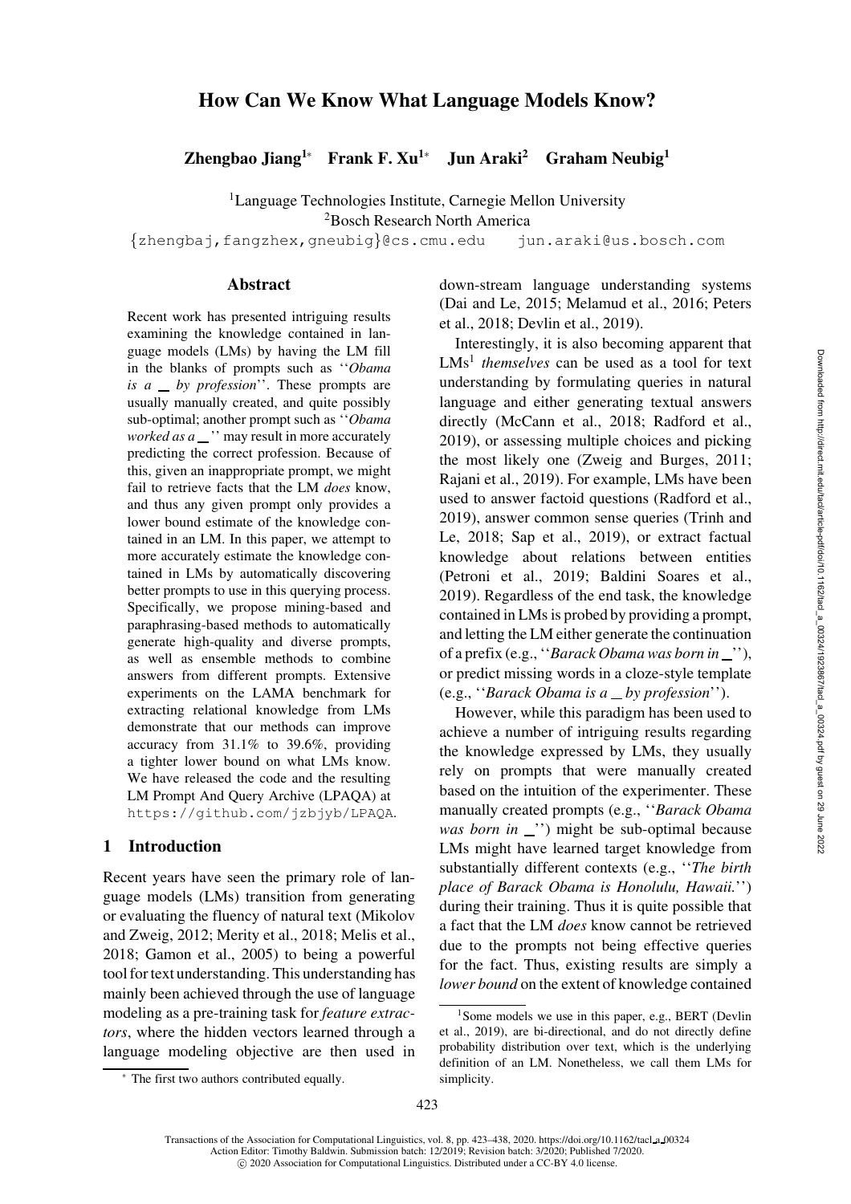# How Can We Know What Language Models Know?

**Zhengbao Jiang**[1*] **Frank F. Xu**[1*] **Jun Araki**[2] **Graham Neubig**[1]

[1]Language Technologies Institute, Carnegie Mellon University

[2]Bosch Research North America

{zhengbaj,fangzhex,gneubig}@cs.cmu.edu jun.araki@us.bosch.com

## Abstract

Recent work has presented intriguing results examining the knowledge contained in language models (LMs) by having the LM fill in the blanks of prompts such as ''*Obama is a _ by profession*''. These prompts are usually manually created, and quite possibly sub-optimal; another prompt such as ''*Obama worked as a _* '' may result in more accurately predicting the correct profession. Because of this, given an inappropriate prompt, we might fail to retrieve facts that the LM *does* know, and thus any given prompt only provides a lower bound estimate of the knowledge contained in an LM. In this paper, we attempt to more accurately estimate the knowledge contained in LMs by automatically discovering better prompts to use in this querying process. Specifically, we propose mining-based and paraphrasing-based methods to automatically generate high-quality and diverse prompts, as well as ensemble methods to combine answers from different prompts. Extensive experiments on the LAMA benchmark for extracting relational knowledge from LMs demonstrate that our methods can improve accuracy from 31.1% to 39.6%, providing a tighter lower bound on what LMs know. We have released the code and the resulting LM Prompt And Query Archive (LPAQA) at https://github.com/jzbjyb/LPAQA.

## 1 Introduction

Recent years have seen the primary role of language models (LMs) transition from generating or evaluating the fluency of natural text (Mikolov and Zweig, 2012; Merity et al., 2018; Melis et al., 2018; Gamon et al., 2005) to being a powerful tool for text understanding. This understanding has mainly been achieved through the use of language modeling as a pre-training task for *feature extractors*, where the hidden vectors learned through a language modeling objective are then used in down-stream language understanding systems (Dai and Le, 2015; Melamud et al., 2016; Peters et al., 2018; Devlin et al., 2019).

Interestingly, it is also becoming apparent that LMs[1] *themselves* can be used as a tool for text understanding by formulating queries in natural language and either generating textual answers directly (McCann et al., 2018; Radford et al., 2019), or assessing multiple choices and picking the most likely one (Zweig and Burges, 2011; Rajani et al., 2019). For example, LMs have been used to answer factoid questions (Radford et al., 2019), answer common sense queries (Trinh and Le, 2018; Sap et al., 2019), or extract factual knowledge about relations between entities (Petroni et al., 2019; Baldini Soares et al., 2019). Regardless of the end task, the knowledge contained in LMs is probed by providing a prompt, and letting the LM either generate the continuation of a prefix (e.g., ''*Barack Obama was born in _*''), or predict missing words in a cloze-style template (e.g., ''*Barack Obama is a _ by profession*'').

However, while this paradigm has been used to achieve a number of intriguing results regarding the knowledge expressed by LMs, they usually rely on prompts that were manually created based on the intuition of the experimenter. These manually created prompts (e.g., ''*Barack Obama was born in _*'') might be sub-optimal because LMs might have learned target knowledge from substantially different contexts (e.g., ''*The birth place of Barack Obama is Honolulu, Hawaii.*'') during their training. Thus it is quite possible that a fact that the LM *does* know cannot be retrieved due to the prompts not being effective queries for the fact. Thus, existing results are simply a *lower bound* on the extent of knowledge contained

[*] The first two authors contributed equally.

[1]Some models we use in this paper, e.g., BERT (Devlin et al., 2019), are bi-directional, and do not directly define probability distribution over text, which is the underlying definition of an LM. Nonetheless, we call them LMs for simplicity.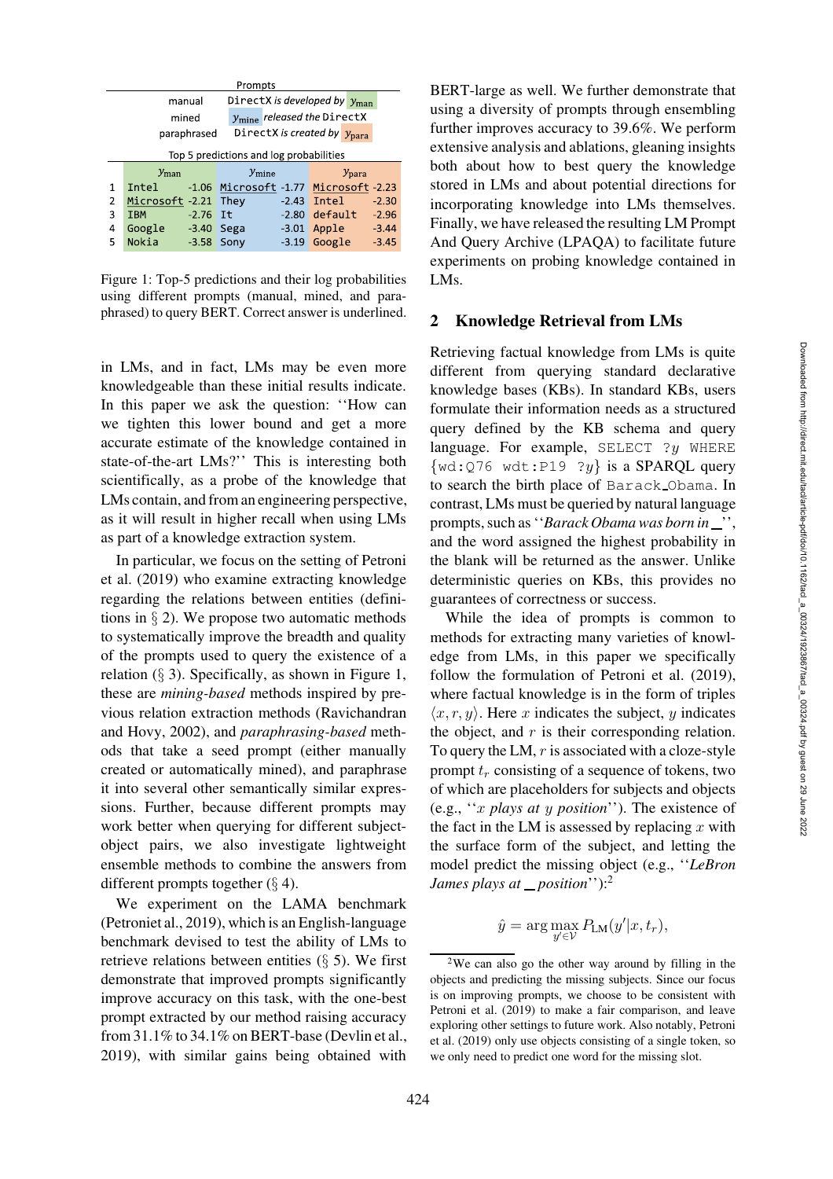| Prompts | | | | | | |
|---|---|---|---|---|---|---|
| manual | DirectX *is developed by* $y_{\text{man}}$ | | | | | |
| mined | $y_{\text{mine}}$ *released the* DirectX | | | | | |
| paraphrased | DirectX *is created by* $y_{\text{para}}$ | | | | | |

Top 5 predictions and log probabilities

| | $y_{\text{man}}$ | | $y_{\text{mine}}$ | | $y_{\text{para}}$ | |
|---|---|---|---|---|---|---|
| 1 | Intel | -1.06 | Microsoft | -1.77 | Microsoft | -2.23 |
| 2 | Microsoft | -2.21 | They | -2.43 | Intel | -2.30 |
| 3 | IBM | -2.76 | It | -2.80 | default | -2.96 |
| 4 | Google | -3.40 | Sega | -3.01 | Apple | -3.44 |
| 5 | Nokia | -3.58 | Sony | -3.19 | Google | -3.45 |

Figure 1: Top-5 predictions and their log probabilities using different prompts (manual, mined, and paraphrased) to query BERT. Correct answer is underlined.

in LMs, and in fact, LMs may be even more knowledgeable than these initial results indicate. In this paper we ask the question: ''How can we tighten this lower bound and get a more accurate estimate of the knowledge contained in state-of-the-art LMs?'' This is interesting both scientifically, as a probe of the knowledge that LMs contain, and from an engineering perspective, as it will result in higher recall when using LMs as part of a knowledge extraction system.

In particular, we focus on the setting of Petroni et al. (2019) who examine extracting knowledge regarding the relations between entities (definitions in § 2). We propose two automatic methods to systematically improve the breadth and quality of the prompts used to query the existence of a relation (§ 3). Specifically, as shown in Figure 1, these are *mining-based* methods inspired by previous relation extraction methods (Ravichandran and Hovy, 2002), and *paraphrasing-based* methods that take a seed prompt (either manually created or automatically mined), and paraphrase it into several other semantically similar expressions. Further, because different prompts may work better when querying for different subject-object pairs, we also investigate lightweight ensemble methods to combine the answers from different prompts together (§ 4).

We experiment on the LAMA benchmark (Petroniet al., 2019), which is an English-language benchmark devised to test the ability of LMs to retrieve relations between entities (§ 5). We first demonstrate that improved prompts significantly improve accuracy on this task, with the one-best prompt extracted by our method raising accuracy from 31.1% to 34.1% on BERT-base (Devlin et al., 2019), with similar gains being obtained with BERT-large as well. We further demonstrate that using a diversity of prompts through ensembling further improves accuracy to 39.6%. We perform extensive analysis and ablations, gleaning insights both about how to best query the knowledge stored in LMs and about potential directions for incorporating knowledge into LMs themselves. Finally, we have released the resulting LM Prompt And Query Archive (LPAQA) to facilitate future experiments on probing knowledge contained in LMs.

## 2 Knowledge Retrieval from LMs

Retrieving factual knowledge from LMs is quite different from querying standard declarative knowledge bases (KBs). In standard KBs, users formulate their information needs as a structured query defined by the KB schema and query language. For example, `SELECT ?y WHERE {wd:Q76 wdt:P19 ?y}` is a SPARQL query to search the birth place of `Barack_Obama`. In contrast, LMs must be queried by natural language prompts, such as ''*Barack Obama was born in* _'', and the word assigned the highest probability in the blank will be returned as the answer. Unlike deterministic queries on KBs, this provides no guarantees of correctness or success.

While the idea of prompts is common to methods for extracting many varieties of knowledge from LMs, in this paper we specifically follow the formulation of Petroni et al. (2019), where factual knowledge is in the form of triples $\langle x, r, y \rangle$. Here $x$ indicates the subject, $y$ indicates the object, and $r$ is their corresponding relation. To query the LM, $r$ is associated with a cloze-style prompt $t_r$ consisting of a sequence of tokens, two of which are placeholders for subjects and objects (e.g., ''$x$ *plays at* $y$ *position*''). The existence of the fact in the LM is assessed by replacing $x$ with the surface form of the subject, and letting the model predict the missing object (e.g., ''*LeBron James plays at* _ *position*''):[2]

$$\hat{y} = \arg\max_{y' \in \mathcal{V}} P_{\text{LM}}(y'|x, t_r),$$

[2]We can also go the other way around by filling in the objects and predicting the missing subjects. Since our focus is on improving prompts, we choose to be consistent with Petroni et al. (2019) to make a fair comparison, and leave exploring other settings to future work. Also notably, Petroni et al. (2019) only use objects consisting of a single token, so we only need to predict one word for the missing slot.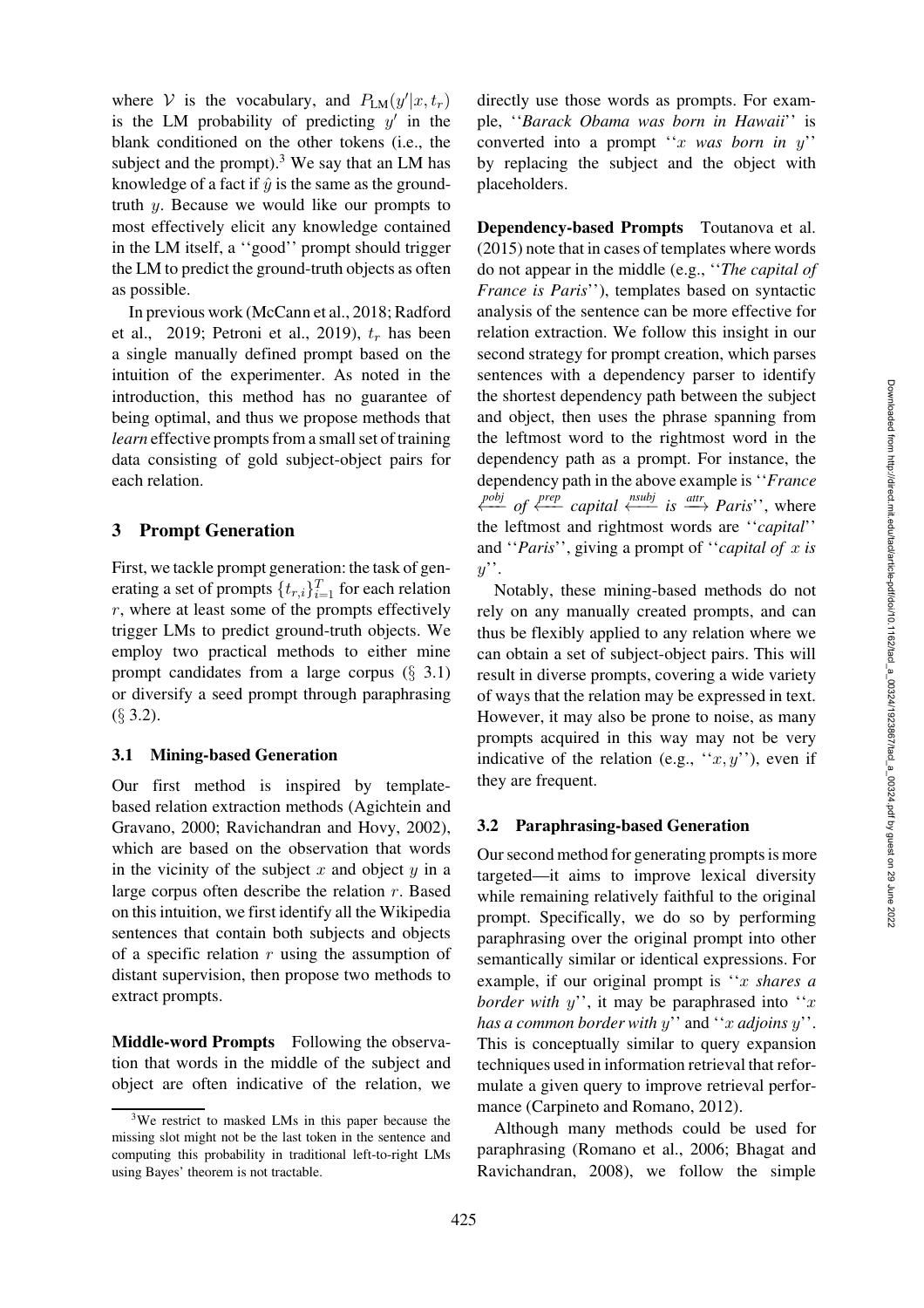where $\mathcal{V}$ is the vocabulary, and $P_{\text{LM}}(y'|x, t_r)$ is the LM probability of predicting $y'$ in the blank conditioned on the other tokens (i.e., the subject and the prompt).[3] We say that an LM has knowledge of a fact if $\hat{y}$ is the same as the ground-truth $y$. Because we would like our prompts to most effectively elicit any knowledge contained in the LM itself, a ''good'' prompt should trigger the LM to predict the ground-truth objects as often as possible.

In previous work (McCann et al., 2018; Radford et al., 2019; Petroni et al., 2019), $t_r$ has been a single manually defined prompt based on the intuition of the experimenter. As noted in the introduction, this method has no guarantee of being optimal, and thus we propose methods that *learn* effective prompts from a small set of training data consisting of gold subject-object pairs for each relation.

## 3 Prompt Generation

First, we tackle prompt generation: the task of generating a set of prompts $\{t_{r,i}\}_{i=1}^{T}$ for each relation $r$, where at least some of the prompts effectively trigger LMs to predict ground-truth objects. We employ two practical methods to either mine prompt candidates from a large corpus (§ 3.1) or diversify a seed prompt through paraphrasing (§ 3.2).

### 3.1 Mining-based Generation

Our first method is inspired by template-based relation extraction methods (Agichtein and Gravano, 2000; Ravichandran and Hovy, 2002), which are based on the observation that words in the vicinity of the subject $x$ and object $y$ in a large corpus often describe the relation $r$. Based on this intuition, we first identify all the Wikipedia sentences that contain both subjects and objects of a specific relation $r$ using the assumption of distant supervision, then propose two methods to extract prompts.

**Middle-word Prompts** Following the observation that words in the middle of the subject and object are often indicative of the relation, we directly use those words as prompts. For example, ''*Barack Obama was born in Hawaii*'' is converted into a prompt ''$x$ *was born in* $y$'' by replacing the subject and the object with placeholders.

**Dependency-based Prompts** Toutanova et al. (2015) note that in cases of templates where words do not appear in the middle (e.g., ''*The capital of France is Paris*''), templates based on syntactic analysis of the sentence can be more effective for relation extraction. We follow this insight in our second strategy for prompt creation, which parses sentences with a dependency parser to identify the shortest dependency path between the subject and object, then uses the phrase spanning from the leftmost word to the rightmost word in the dependency path as a prompt. For instance, the dependency path in the above example is ''*France* $\xleftarrow{pobj}$ *of* $\xleftarrow{prep}$ *capital* $\xleftarrow{nsubj}$ *is* $\xrightarrow{attr}$ *Paris*'', where the leftmost and rightmost words are ''*capital*'' and ''*Paris*'', giving a prompt of ''*capital of* $x$ *is* $y$''.

Notably, these mining-based methods do not rely on any manually created prompts, and can thus be flexibly applied to any relation where we can obtain a set of subject-object pairs. This will result in diverse prompts, covering a wide variety of ways that the relation may be expressed in text. However, it may also be prone to noise, as many prompts acquired in this way may not be very indicative of the relation (e.g., ''$x, y$''), even if they are frequent.

### 3.2 Paraphrasing-based Generation

Our second method for generating prompts is more targeted—it aims to improve lexical diversity while remaining relatively faithful to the original prompt. Specifically, we do so by performing paraphrasing over the original prompt into other semantically similar or identical expressions. For example, if our original prompt is ''$x$ *shares a border with* $y$'', it may be paraphrased into ''$x$ *has a common border with* $y$'' and ''$x$ *adjoins* $y$''. This is conceptually similar to query expansion techniques used in information retrieval that reformulate a given query to improve retrieval performance (Carpineto and Romano, 2012).

Although many methods could be used for paraphrasing (Romano et al., 2006; Bhagat and Ravichandran, 2008), we follow the simple

[3] We restrict to masked LMs in this paper because the missing slot might not be the last token in the sentence and computing this probability in traditional left-to-right LMs using Bayes' theorem is not tractable.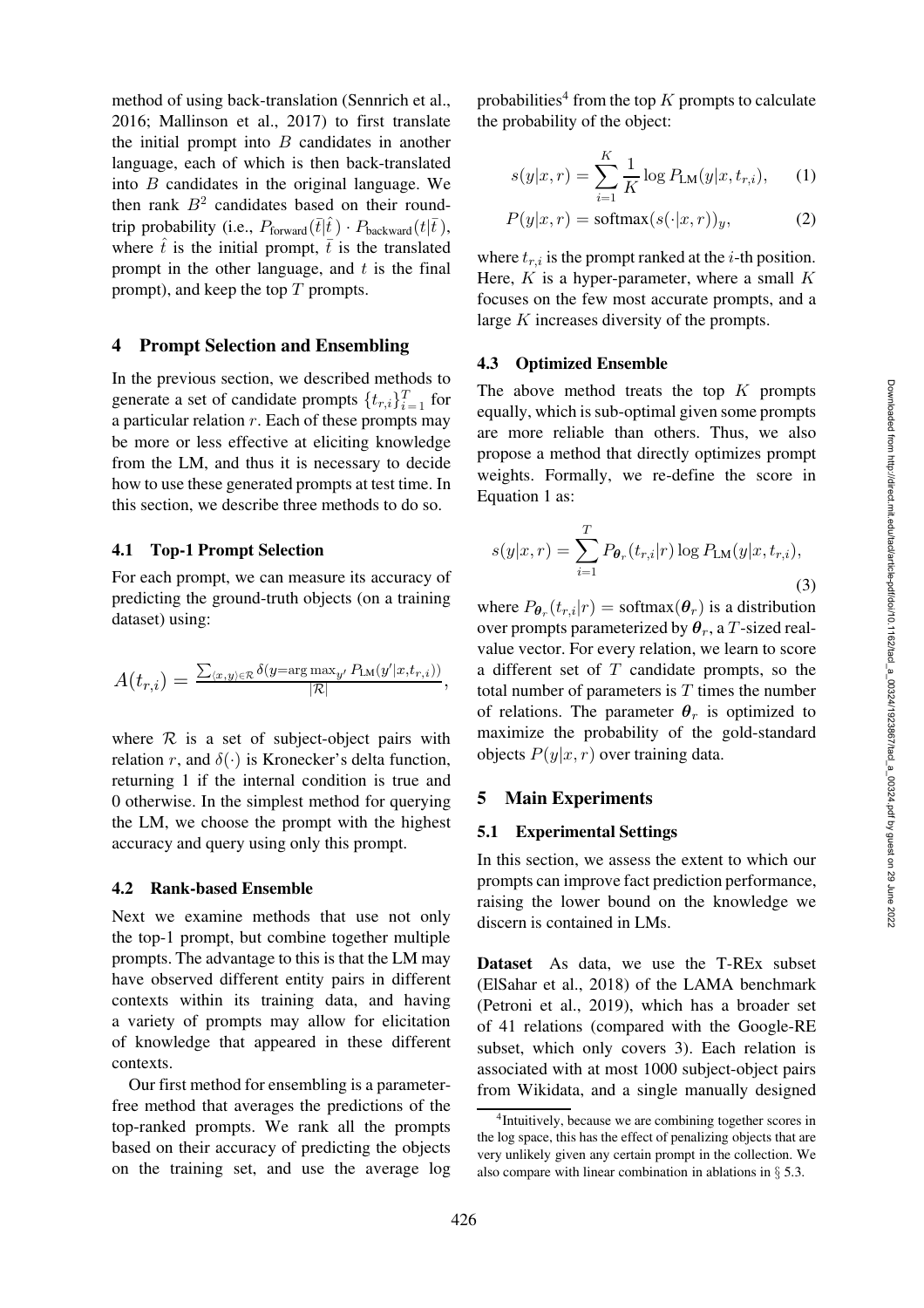method of using back-translation (Sennrich et al., 2016; Mallinson et al., 2017) to first translate the initial prompt into $B$ candidates in another language, each of which is then back-translated into $B$ candidates in the original language. We then rank $B^2$ candidates based on their round-trip probability (i.e., $P_{\text{forward}}(\bar{t}|\hat{t}) \cdot P_{\text{backward}}(t|\bar{t})$, where $\hat{t}$ is the initial prompt, $\bar{t}$ is the translated prompt in the other language, and $t$ is the final prompt), and keep the top $T$ prompts.

## 4 Prompt Selection and Ensembling

In the previous section, we described methods to generate a set of candidate prompts $\{t_{r,i}\}_{i=1}^{T}$ for a particular relation $r$. Each of these prompts may be more or less effective at eliciting knowledge from the LM, and thus it is necessary to decide how to use these generated prompts at test time. In this section, we describe three methods to do so.

### 4.1 Top-1 Prompt Selection

For each prompt, we can measure its accuracy of predicting the ground-truth objects (on a training dataset) using:

$$A(t_{r,i}) = \frac{\sum_{\langle x,y\rangle \in \mathcal{R}} \delta(y = \arg\max_{y'} P_{\text{LM}}(y'|x, t_{r,i}))}{|\mathcal{R}|},$$

where $\mathcal{R}$ is a set of subject-object pairs with relation $r$, and $\delta(\cdot)$ is Kronecker's delta function, returning 1 if the internal condition is true and 0 otherwise. In the simplest method for querying the LM, we choose the prompt with the highest accuracy and query using only this prompt.

### 4.2 Rank-based Ensemble

Next we examine methods that use not only the top-1 prompt, but combine together multiple prompts. The advantage to this is that the LM may have observed different entity pairs in different contexts within its training data, and having a variety of prompts may allow for elicitation of knowledge that appeared in these different contexts.

Our first method for ensembling is a parameter-free method that averages the predictions of the top-ranked prompts. We rank all the prompts based on their accuracy of predicting the objects on the training set, and use the average log probabilities[4] from the top $K$ prompts to calculate the probability of the object:

$$s(y|x, r) = \sum_{i=1}^{K} \frac{1}{K} \log P_{\text{LM}}(y|x, t_{r,i}), \quad (1)$$

$$P(y|x, r) = \text{softmax}(s(\cdot|x, r))_y, \quad (2)$$

where $t_{r,i}$ is the prompt ranked at the $i$-th position. Here, $K$ is a hyper-parameter, where a small $K$ focuses on the few most accurate prompts, and a large $K$ increases diversity of the prompts.

### 4.3 Optimized Ensemble

The above method treats the top $K$ prompts equally, which is sub-optimal given some prompts are more reliable than others. Thus, we also propose a method that directly optimizes prompt weights. Formally, we re-define the score in Equation 1 as:

$$s(y|x, r) = \sum_{i=1}^{T} P_{\boldsymbol{\theta}_r}(t_{r,i}|r) \log P_{\text{LM}}(y|x, t_{r,i}), \quad (3)$$

where $P_{\boldsymbol{\theta}_r}(t_{r,i}|r) = \text{softmax}(\boldsymbol{\theta}_r)$ is a distribution over prompts parameterized by $\boldsymbol{\theta}_r$, a $T$-sized real-value vector. For every relation, we learn to score a different set of $T$ candidate prompts, so the total number of parameters is $T$ times the number of relations. The parameter $\boldsymbol{\theta}_r$ is optimized to maximize the probability of the gold-standard objects $P(y|x, r)$ over training data.

## 5 Main Experiments

### 5.1 Experimental Settings

In this section, we assess the extent to which our prompts can improve fact prediction performance, raising the lower bound on the knowledge we discern is contained in LMs.

**Dataset** As data, we use the T-REx subset (ElSahar et al., 2018) of the LAMA benchmark (Petroni et al., 2019), which has a broader set of 41 relations (compared with the Google-RE subset, which only covers 3). Each relation is associated with at most 1000 subject-object pairs from Wikidata, and a single manually designed

[4]Intuitively, because we are combining together scores in the log space, this has the effect of penalizing objects that are very unlikely given any certain prompt in the collection. We also compare with linear combination in ablations in § 5.3.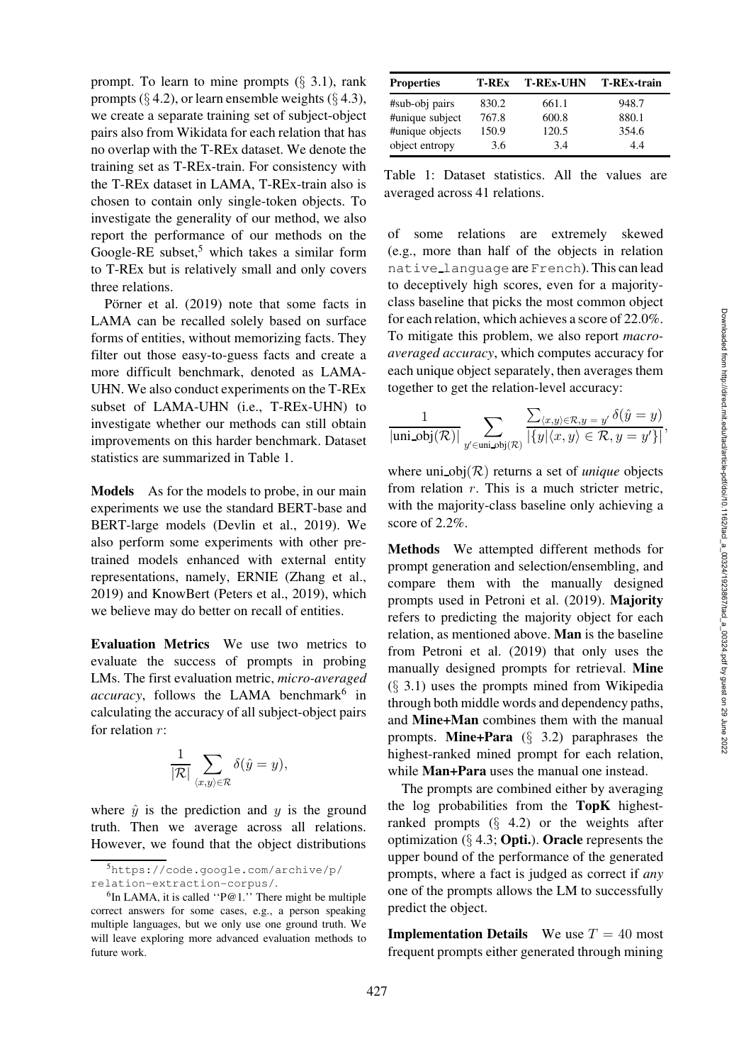prompt. To learn to mine prompts (§ 3.1), rank prompts (§ 4.2), or learn ensemble weights (§ 4.3), we create a separate training set of subject-object pairs also from Wikidata for each relation that has no overlap with the T-REx dataset. We denote the training set as T-REx-train. For consistency with the T-REx dataset in LAMA, T-REx-train also is chosen to contain only single-token objects. To investigate the generality of our method, we also report the performance of our methods on the Google-RE subset,[5] which takes a similar form to T-REx but is relatively small and only covers three relations.

Pörner et al. (2019) note that some facts in LAMA can be recalled solely based on surface forms of entities, without memorizing facts. They filter out those easy-to-guess facts and create a more difficult benchmark, denoted as LAMA-UHN. We also conduct experiments on the T-REx subset of LAMA-UHN (i.e., T-REx-UHN) to investigate whether our methods can still obtain improvements on this harder benchmark. Dataset statistics are summarized in Table 1.

| Properties | T-REx | T-REx-UHN | T-REx-train |
|---|---|---|---|
| #sub-obj pairs | 830.2 | 661.1 | 948.7 |
| #unique subject | 767.8 | 600.8 | 880.1 |
| #unique objects | 150.9 | 120.5 | 354.6 |
| object entropy | 3.6 | 3.4 | 4.4 |

Table 1: Dataset statistics. All the values are averaged across 41 relations.

**Models** As for the models to probe, in our main experiments we use the standard BERT-base and BERT-large models (Devlin et al., 2019). We also perform some experiments with other pre-trained models enhanced with external entity representations, namely, ERNIE (Zhang et al., 2019) and KnowBert (Peters et al., 2019), which we believe may do better on recall of entities.

**Evaluation Metrics** We use two metrics to evaluate the success of prompts in probing LMs. The first evaluation metric, *micro-averaged accuracy*, follows the LAMA benchmark[6] in calculating the accuracy of all subject-object pairs for relation $r$:

$$\frac{1}{|\mathcal{R}|}\sum_{\langle x,y\rangle\in\mathcal{R}}\delta(\hat{y}=y),$$

where $\hat{y}$ is the prediction and $y$ is the ground truth. Then we average across all relations. However, we found that the object distributions of some relations are extremely skewed (e.g., more than half of the objects in relation `native_language` are `French`). This can lead to deceptively high scores, even for a majority-class baseline that picks the most common object for each relation, which achieves a score of 22.0%. To mitigate this problem, we also report *macro-averaged accuracy*, which computes accuracy for each unique object separately, then averages them together to get the relation-level accuracy:

$$\frac{1}{|\text{uni\_obj}(\mathcal{R})|}\sum_{y'\in\text{uni\_obj}(\mathcal{R})}\frac{\sum_{\langle x,y\rangle\in\mathcal{R},y=y'}\delta(\hat{y}=y)}{|\{y|\langle x,y\rangle\in\mathcal{R},y=y'\}|},$$

where $\text{uni\_obj}(\mathcal{R})$ returns a set of *unique* objects from relation $r$. This is a much stricter metric, with the majority-class baseline only achieving a score of 2.2%.

**Methods** We attempted different methods for prompt generation and selection/ensembling, and compare them with the manually designed prompts used in Petroni et al. (2019). **Majority** refers to predicting the majority object for each relation, as mentioned above. **Man** is the baseline from Petroni et al. (2019) that only uses the manually designed prompts for retrieval. **Mine** (§ 3.1) uses the prompts mined from Wikipedia through both middle words and dependency paths, and **Mine+Man** combines them with the manual prompts. **Mine+Para** (§ 3.2) paraphrases the highest-ranked mined prompt for each relation, while **Man+Para** uses the manual one instead.

The prompts are combined either by averaging the log probabilities from the **TopK** highest-ranked prompts (§ 4.2) or the weights after optimization (§ 4.3; **Opti.**). **Oracle** represents the upper bound of the performance of the generated prompts, where a fact is judged as correct if *any* one of the prompts allows the LM to successfully predict the object.

**Implementation Details** We use $T = 40$ most frequent prompts either generated through mining

[5] https://code.google.com/archive/p/relation-extraction-corpus/.

[6] In LAMA, it is called ''P@1.'' There might be multiple correct answers for some cases, e.g., a person speaking multiple languages, but we only use one ground truth. We will leave exploring more advanced evaluation methods to future work.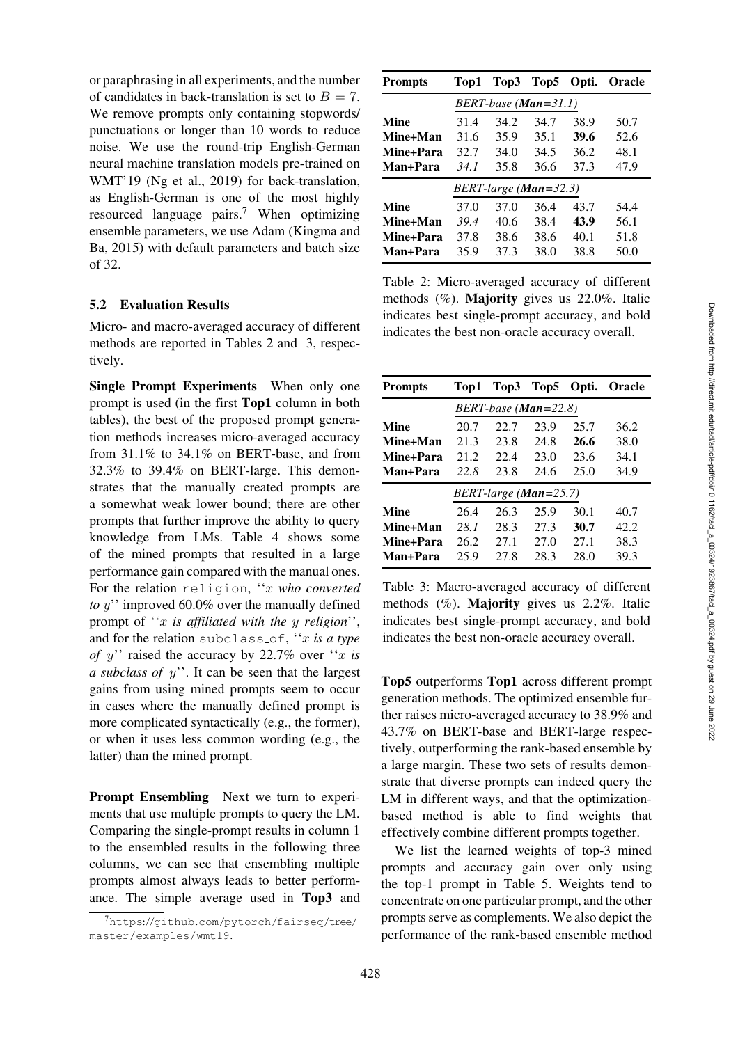or paraphrasing in all experiments, and the number of candidates in back-translation is set to $B = 7$. We remove prompts only containing stopwords/ punctuations or longer than 10 words to reduce noise. We use the round-trip English-German neural machine translation models pre-trained on WMT'19 (Ng et al., 2019) for back-translation, as English-German is one of the most highly resourced language pairs.[7] When optimizing ensemble parameters, we use Adam (Kingma and Ba, 2015) with default parameters and batch size of 32.

### 5.2 Evaluation Results

Micro- and macro-averaged accuracy of different methods are reported in Tables 2 and 3, respectively.

**Single Prompt Experiments** When only one prompt is used (in the first **Top1** column in both tables), the best of the proposed prompt generation methods increases micro-averaged accuracy from 31.1% to 34.1% on BERT-base, and from 32.3% to 39.4% on BERT-large. This demonstrates that the manually created prompts are a somewhat weak lower bound; there are other prompts that further improve the ability to query knowledge from LMs. Table 4 shows some of the mined prompts that resulted in a large performance gain compared with the manual ones. For the relation `religion`, ''*x who converted to y*'' improved 60.0% over the manually defined prompt of ''*x is affiliated with the y religion*'', and for the relation `subclass_of`, ''*x is a type of y*'' raised the accuracy by 22.7% over ''*x is a subclass of y*''. It can be seen that the largest gains from using mined prompts seem to occur in cases where the manually defined prompt is more complicated syntactically (e.g., the former), or when it uses less common wording (e.g., the latter) than the mined prompt.

**Prompt Ensembling** Next we turn to experiments that use multiple prompts to query the LM. Comparing the single-prompt results in column 1 to the ensembled results in the following three columns, we can see that ensembling multiple prompts almost always leads to better performance. The simple average used in **Top3** and **Top5** outperforms **Top1** across different prompt generation methods. The optimized ensemble further raises micro-averaged accuracy to 38.9% and 43.7% on BERT-base and BERT-large respectively, outperforming the rank-based ensemble by a large margin. These two sets of results demonstrate that diverse prompts can indeed query the LM in different ways, and that the optimization-based method is able to find weights that effectively combine different prompts together.

We list the learned weights of top-3 mined prompts and accuracy gain over only using the top-1 prompt in Table 5. Weights tend to concentrate on one particular prompt, and the other prompts serve as complements. We also depict the performance of the rank-based ensemble method

[7] https://github.com/pytorch/fairseq/tree/master/examples/wmt19.

| Prompts | Top1 | Top3 | Top5 | Opti. | Oracle |
|---|---|---|---|---|---|
| | *BERT-base (**Man**=31.1)* | | | | |
| **Mine** | 31.4 | 34.2 | 34.7 | 38.9 | 50.7 |
| **Mine+Man** | 31.6 | 35.9 | 35.1 | **39.6** | 52.6 |
| **Mine+Para** | 32.7 | 34.0 | 34.5 | 36.2 | 48.1 |
| **Man+Para** | *34.1* | 35.8 | 36.6 | 37.3 | 47.9 |
| | *BERT-large (**Man**=32.3)* | | | | |
| **Mine** | 37.0 | 37.0 | 36.4 | 43.7 | 54.4 |
| **Mine+Man** | *39.4* | 40.6 | 38.4 | **43.9** | 56.1 |
| **Mine+Para** | 37.8 | 38.6 | 38.6 | 40.1 | 51.8 |
| **Man+Para** | 35.9 | 37.3 | 38.0 | 38.8 | 50.0 |

Table 2: Micro-averaged accuracy of different methods (%). **Majority** gives us 22.0%. Italic indicates best single-prompt accuracy, and bold indicates the best non-oracle accuracy overall.

| Prompts | Top1 | Top3 | Top5 | Opti. | Oracle |
|---|---|---|---|---|---|
| | *BERT-base (**Man**=22.8)* | | | | |
| **Mine** | 20.7 | 22.7 | 23.9 | 25.7 | 36.2 |
| **Mine+Man** | 21.3 | 23.8 | 24.8 | **26.6** | 38.0 |
| **Mine+Para** | 21.2 | 22.4 | 23.0 | 23.6 | 34.1 |
| **Man+Para** | *22.8* | 23.8 | 24.6 | 25.0 | 34.9 |
| | *BERT-large (**Man**=25.7)* | | | | |
| **Mine** | 26.4 | 26.3 | 25.9 | 30.1 | 40.7 |
| **Mine+Man** | *28.1* | 28.3 | 27.3 | **30.7** | 42.2 |
| **Mine+Para** | 26.2 | 27.1 | 27.0 | 27.1 | 38.3 |
| **Man+Para** | 25.9 | 27.8 | 28.3 | 28.0 | 39.3 |

Table 3: Macro-averaged accuracy of different methods (%). **Majority** gives us 2.2%. Italic indicates best single-prompt accuracy, and bold indicates the best non-oracle accuracy overall.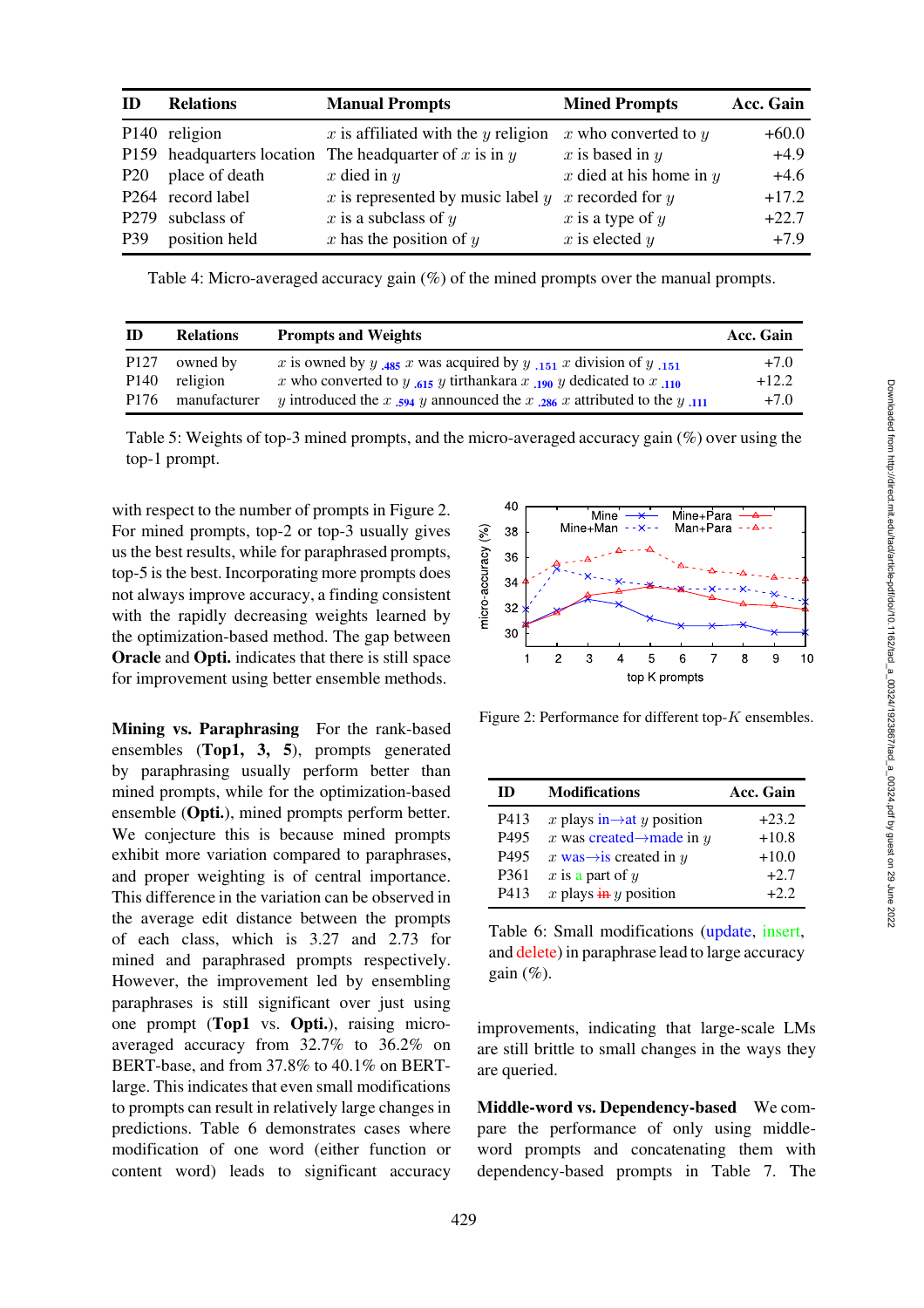| ID | Relations | Manual Prompts | Mined Prompts | Acc. Gain |
|---|---|---|---|---|
| P140 | religion | $x$ is affiliated with the $y$ religion | $x$ who converted to $y$ | +60.0 |
| P159 | headquarters location | The headquarter of $x$ is in $y$ | $x$ is based in $y$ | +4.9 |
| P20 | place of death | $x$ died in $y$ | $x$ died at his home in $y$ | +4.6 |
| P264 | record label | $x$ is represented by music label $y$ | $x$ recorded for $y$ | +17.2 |
| P279 | subclass of | $x$ is a subclass of $y$ | $x$ is a type of $y$ | +22.7 |
| P39 | position held | $x$ has the position of $y$ | $x$ is elected $y$ | +7.9 |

Table 4: Micro-averaged accuracy gain (%) of the mined prompts over the manual prompts.

| ID | Relations | Prompts and Weights | Acc. Gain |
|---|---|---|---|
| P127 | owned by | $x$ is owned by $y$ $_{.485}$ $x$ was acquired by $y$ $_{.151}$ $x$ division of $y$ $_{.151}$ | +7.0 |
| P140 | religion | $x$ who converted to $y$ $_{.615}$ $y$ tirthankara $x$ $_{.190}$ $y$ dedicated to $x$ $_{.110}$ | +12.2 |
| P176 | manufacturer | $y$ introduced the $x$ $_{.594}$ $y$ announced the $x$ $_{.286}$ $x$ attributed to the $y$ $_{.111}$ | +7.0 |

Table 5: Weights of top-3 mined prompts, and the micro-averaged accuracy gain (%) over using the top-1 prompt.

with respect to the number of prompts in Figure 2. For mined prompts, top-2 or top-3 usually gives us the best results, while for paraphrased prompts, top-5 is the best. Incorporating more prompts does not always improve accuracy, a finding consistent with the rapidly decreasing weights learned by the optimization-based method. The gap between **Oracle** and **Opti.** indicates that there is still space for improvement using better ensemble methods.

Figure 2: Performance for different top-$K$ ensembles.

**Mining vs. Paraphrasing** For the rank-based ensembles (**Top1, 3, 5**), prompts generated by paraphrasing usually perform better than mined prompts, while for the optimization-based ensemble (**Opti.**), mined prompts perform better. We conjecture this is because mined prompts exhibit more variation compared to paraphrases, and proper weighting is of central importance. This difference in the variation can be observed in the average edit distance between the prompts of each class, which is 3.27 and 2.73 for mined and paraphrased prompts respectively. However, the improvement led by ensembling paraphrases is still significant over just using one prompt (**Top1** vs. **Opti.**), raising micro-averaged accuracy from 32.7% to 36.2% on BERT-base, and from 37.8% to 40.1% on BERT-large. This indicates that even small modifications to prompts can result in relatively large changes in predictions. Table 6 demonstrates cases where modification of one word (either function or content word) leads to significant accuracy improvements, indicating that large-scale LMs are still brittle to small changes in the ways they are queried.

| ID | Modifications | Acc. Gain |
|---|---|---|
| P413 | $x$ plays in→at $y$ position | +23.2 |
| P495 | $x$ was created→made in $y$ | +10.8 |
| P495 | $x$ was→is created in $y$ | +10.0 |
| P361 | $x$ is a part of $y$ | +2.7 |
| P413 | $x$ plays ~~in~~ $y$ position | +2.2 |

Table 6: Small modifications (update, insert, and delete) in paraphrase lead to large accuracy gain (%).

**Middle-word vs. Dependency-based** We compare the performance of only using middle-word prompts and concatenating them with dependency-based prompts in Table 7. The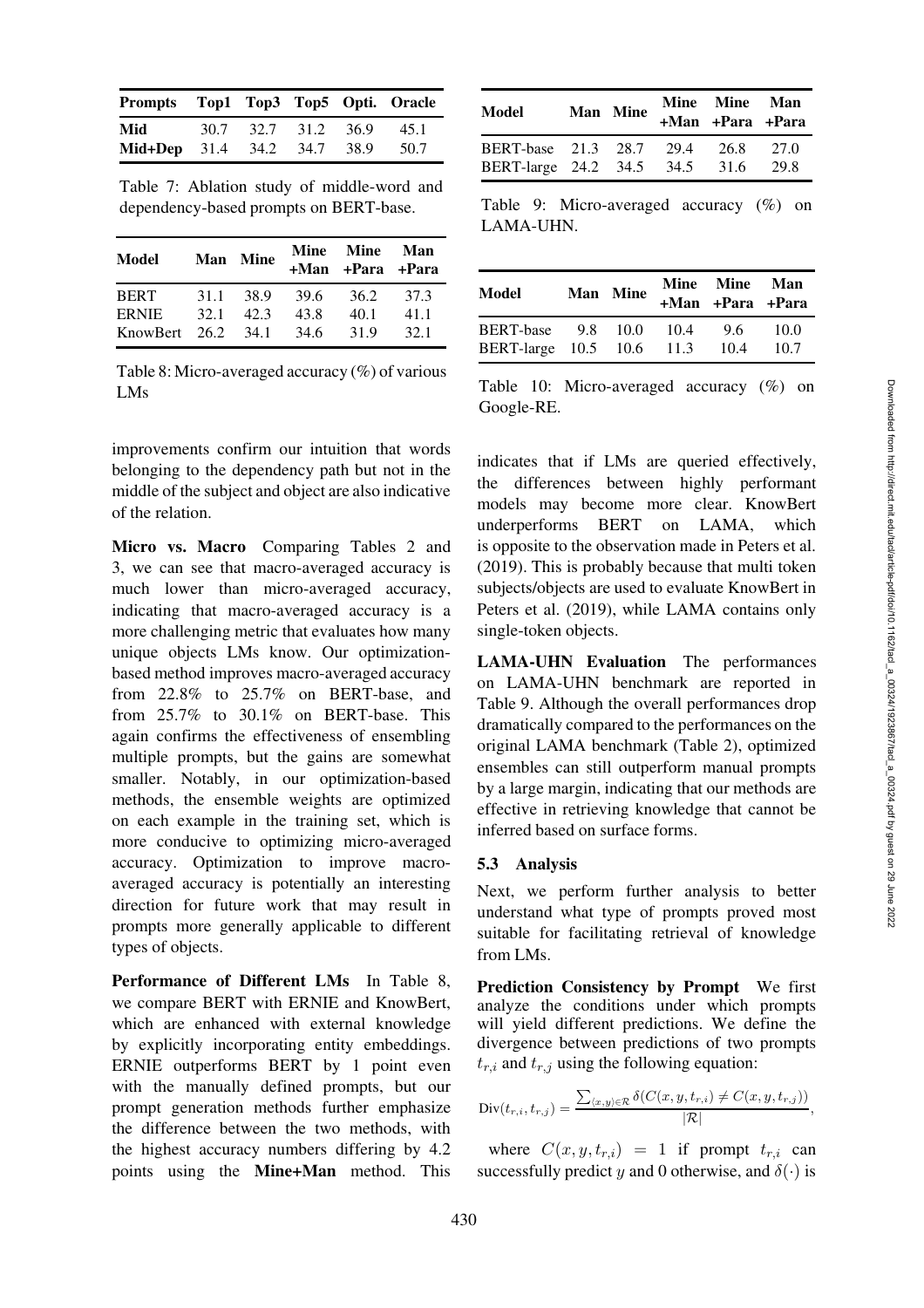| Prompts | Top1 | Top3 | Top5 | Opti. | Oracle |
|---|---|---|---|---|---|
| **Mid** | 30.7 | 32.7 | 31.2 | 36.9 | 45.1 |
| **Mid+Dep** | 31.4 | 34.2 | 34.7 | 38.9 | 50.7 |

Table 7: Ablation study of middle-word and dependency-based prompts on BERT-base.

| Model | Man | Mine | Mine +Man | Mine +Para | Man +Para |
|---|---|---|---|---|---|
| BERT | 31.1 | 38.9 | 39.6 | 36.2 | 37.3 |
| ERNIE | 32.1 | 42.3 | 43.8 | 40.1 | 41.1 |
| KnowBert | 26.2 | 34.1 | 34.6 | 31.9 | 32.1 |

Table 8: Micro-averaged accuracy (%) of various LMs

improvements confirm our intuition that words belonging to the dependency path but not in the middle of the subject and object are also indicative of the relation.

**Micro vs. Macro** Comparing Tables 2 and 3, we can see that macro-averaged accuracy is much lower than micro-averaged accuracy, indicating that macro-averaged accuracy is a more challenging metric that evaluates how many unique objects LMs know. Our optimization-based method improves macro-averaged accuracy from 22.8% to 25.7% on BERT-base, and from 25.7% to 30.1% on BERT-base. This again confirms the effectiveness of ensembling multiple prompts, but the gains are somewhat smaller. Notably, in our optimization-based methods, the ensemble weights are optimized on each example in the training set, which is more conducive to optimizing micro-averaged accuracy. Optimization to improve macro-averaged accuracy is potentially an interesting direction for future work that may result in prompts more generally applicable to different types of objects.

**Performance of Different LMs** In Table 8, we compare BERT with ERNIE and KnowBert, which are enhanced with external knowledge by explicitly incorporating entity embeddings. ERNIE outperforms BERT by 1 point even with the manually defined prompts, but our prompt generation methods further emphasize the difference between the two methods, with the highest accuracy numbers differing by 4.2 points using the **Mine+Man** method. This indicates that if LMs are queried effectively, the differences between highly performant models may become more clear. KnowBert underperforms BERT on LAMA, which is opposite to the observation made in Peters et al. (2019). This is probably because that multi token subjects/objects are used to evaluate KnowBert in Peters et al. (2019), while LAMA contains only single-token objects.

| Model | Man | Mine | Mine +Man | Mine +Para | Man +Para |
|---|---|---|---|---|---|
| BERT-base | 21.3 | 28.7 | 29.4 | 26.8 | 27.0 |
| BERT-large | 24.2 | 34.5 | 34.5 | 31.6 | 29.8 |

Table 9: Micro-averaged accuracy (%) on LAMA-UHN.

| Model | Man | Mine | Mine +Man | Mine +Para | Man +Para |
|---|---|---|---|---|---|
| BERT-base | 9.8 | 10.0 | 10.4 | 9.6 | 10.0 |
| BERT-large | 10.5 | 10.6 | 11.3 | 10.4 | 10.7 |

Table 10: Micro-averaged accuracy (%) on Google-RE.

**LAMA-UHN Evaluation** The performances on LAMA-UHN benchmark are reported in Table 9. Although the overall performances drop dramatically compared to the performances on the original LAMA benchmark (Table 2), optimized ensembles can still outperform manual prompts by a large margin, indicating that our methods are effective in retrieving knowledge that cannot be inferred based on surface forms.

### 5.3 Analysis

Next, we perform further analysis to better understand what type of prompts proved most suitable for facilitating retrieval of knowledge from LMs.

**Prediction Consistency by Prompt** We first analyze the conditions under which prompts will yield different predictions. We define the divergence between predictions of two prompts $t_{r,i}$ and $t_{r,j}$ using the following equation:

$$\text{Div}(t_{r,i}, t_{r,j}) = \frac{\sum_{\langle x,y \rangle \in \mathcal{R}} \delta(C(x, y, t_{r,i}) \neq C(x, y, t_{r,j}))}{|\mathcal{R}|},$$

where $C(x, y, t_{r,i}) = 1$ if prompt $t_{r,i}$ can successfully predict $y$ and 0 otherwise, and $\delta(\cdot)$ is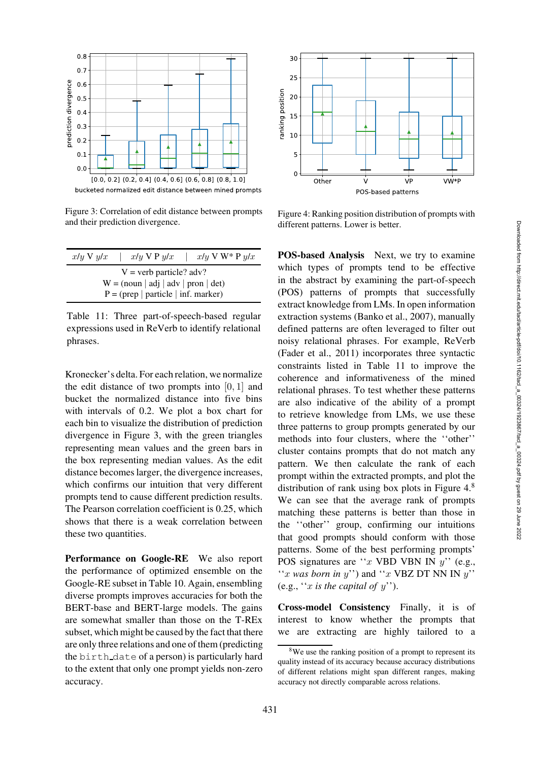Figure 3: Correlation of edit distance between prompts and their prediction divergence.

Figure 4: Ranking position distribution of prompts with different patterns. Lower is better.

| $x/y$ V $y/x$ | $x/y$ V P $y/x$ | $x/y$ V W* P $y/x$ |
|---|---|---|
| V = verb particle? adv? | | |
| W = (noun \| adj \| adv \| pron \| det) | | |
| P = (prep \| particle \| inf. marker) | | |

Table 11: Three part-of-speech-based regular expressions used in ReVerb to identify relational phrases.

Kronecker's delta. For each relation, we normalize the edit distance of two prompts into $[0, 1]$ and bucket the normalized distance into five bins with intervals of 0.2. We plot a box chart for each bin to visualize the distribution of prediction divergence in Figure 3, with the green triangles representing mean values and the green bars in the box representing median values. As the edit distance becomes larger, the divergence increases, which confirms our intuition that very different prompts tend to cause different prediction results. The Pearson correlation coefficient is 0.25, which shows that there is a weak correlation between these two quantities.

**Performance on Google-RE** We also report the performance of optimized ensemble on the Google-RE subset in Table 10. Again, ensembling diverse prompts improves accuracies for both the BERT-base and BERT-large models. The gains are somewhat smaller than those on the T-REx subset, which might be caused by the fact that there are only three relations and one of them (predicting the `birth_date` of a person) is particularly hard to the extent that only one prompt yields non-zero accuracy.

**POS-based Analysis** Next, we try to examine which types of prompts tend to be effective in the abstract by examining the part-of-speech (POS) patterns of prompts that successfully extract knowledge from LMs. In open information extraction systems (Banko et al., 2007), manually defined patterns are often leveraged to filter out noisy relational phrases. For example, ReVerb (Fader et al., 2011) incorporates three syntactic constraints listed in Table 11 to improve the coherence and informativeness of the mined relational phrases. To test whether these patterns are also indicative of the ability of a prompt to retrieve knowledge from LMs, we use these three patterns to group prompts generated by our methods into four clusters, where the ''other'' cluster contains prompts that do not match any pattern. We then calculate the rank of each prompt within the extracted prompts, and plot the distribution of rank using box plots in Figure 4.[8] We can see that the average rank of prompts matching these patterns is better than those in the ''other'' group, confirming our intuitions that good prompts should conform with those patterns. Some of the best performing prompts' POS signatures are ''$x$ VBD VBN IN $y$'' (e.g., ''$x$ *was born in* $y$'') and ''$x$ VBZ DT NN IN $y$'' (e.g., ''$x$ *is the capital of* $y$'').

**Cross-model Consistency** Finally, it is of interest to know whether the prompts that we are extracting are highly tailored to a

[8] We use the ranking position of a prompt to represent its quality instead of its accuracy because accuracy distributions of different relations might span different ranges, making accuracy not directly comparable across relations.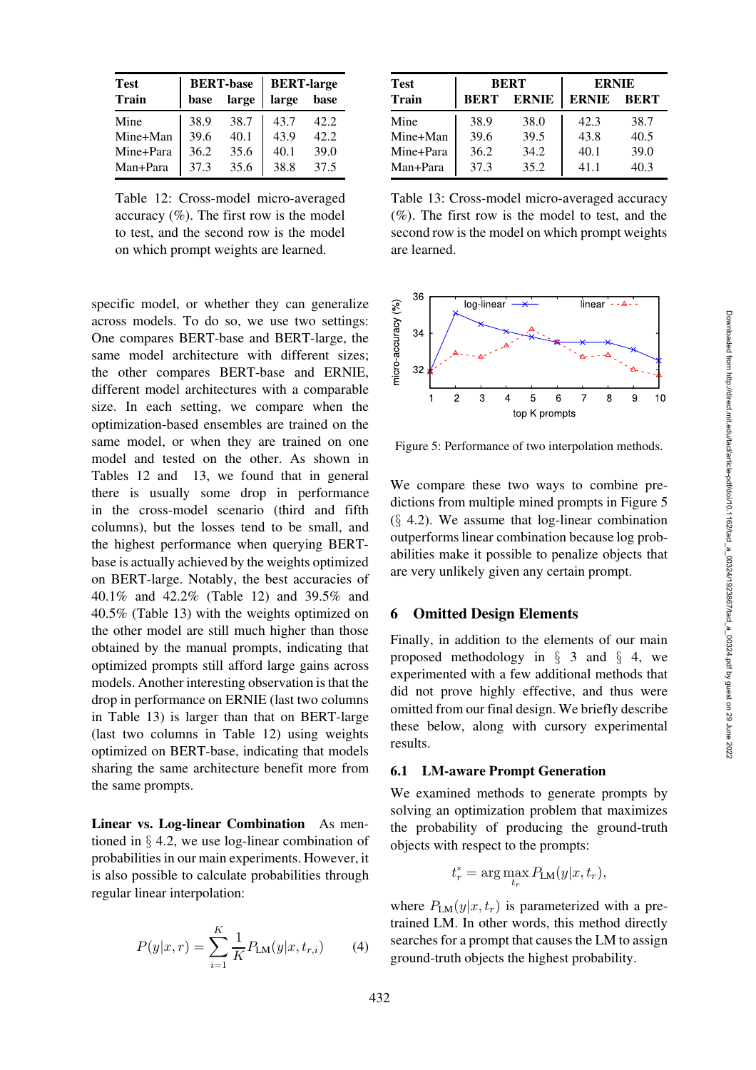| Test | BERT-base | | BERT-large | |
|---|---|---|---|---|
| Train | base | large | large | base |
| Mine | 38.9 | 38.7 | 43.7 | 42.2 |
| Mine+Man | 39.6 | 40.1 | 43.9 | 42.2 |
| Mine+Para | 36.2 | 35.6 | 40.1 | 39.0 |
| Man+Para | 37.3 | 35.6 | 38.8 | 37.5 |

Table 12: Cross-model micro-averaged accuracy (%). The first row is the model to test, and the second row is the model on which prompt weights are learned.

| Test | BERT | | ERNIE | |
|---|---|---|---|---|
| Train | BERT | ERNIE | ERNIE | BERT |
| Mine | 38.9 | 38.0 | 42.3 | 38.7 |
| Mine+Man | 39.6 | 39.5 | 43.8 | 40.5 |
| Mine+Para | 36.2 | 34.2 | 40.1 | 39.0 |
| Man+Para | 37.3 | 35.2 | 41.1 | 40.3 |

Table 13: Cross-model micro-averaged accuracy (%). The first row is the model to test, and the second row is the model on which prompt weights are learned.

specific model, or whether they can generalize across models. To do so, we use two settings: One compares BERT-base and BERT-large, the same model architecture with different sizes; the other compares BERT-base and ERNIE, different model architectures with a comparable size. In each setting, we compare when the optimization-based ensembles are trained on the same model, or when they are trained on one model and tested on the other. As shown in Tables 12 and 13, we found that in general there is usually some drop in performance in the cross-model scenario (third and fifth columns), but the losses tend to be small, and the highest performance when querying BERT-base is actually achieved by the weights optimized on BERT-large. Notably, the best accuracies of 40.1% and 42.2% (Table 12) and 39.5% and 40.5% (Table 13) with the weights optimized on the other model are still much higher than those obtained by the manual prompts, indicating that optimized prompts still afford large gains across models. Another interesting observation is that the drop in performance on ERNIE (last two columns in Table 13) is larger than that on BERT-large (last two columns in Table 12) using weights optimized on BERT-base, indicating that models sharing the same architecture benefit more from the same prompts.

**Linear vs. Log-linear Combination** As mentioned in § 4.2, we use log-linear combination of probabilities in our main experiments. However, it is also possible to calculate probabilities through regular linear interpolation:

$$P(y|x,r) = \sum_{i=1}^{K} \frac{1}{K} P_{\text{LM}}(y|x,t_{r,i}) \qquad (4)$$

Figure 5: Performance of two interpolation methods.

We compare these two ways to combine predictions from multiple mined prompts in Figure 5 (§ 4.2). We assume that log-linear combination outperforms linear combination because log probabilities make it possible to penalize objects that are very unlikely given any certain prompt.

## 6 Omitted Design Elements

Finally, in addition to the elements of our main proposed methodology in § 3 and § 4, we experimented with a few additional methods that did not prove highly effective, and thus were omitted from our final design. We briefly describe these below, along with cursory experimental results.

### 6.1 LM-aware Prompt Generation

We examined methods to generate prompts by solving an optimization problem that maximizes the probability of producing the ground-truth objects with respect to the prompts:

$$t_r^* = \arg\max_{t_r} P_{\text{LM}}(y|x,t_r),$$

where $P_{\text{LM}}(y|x,t_r)$ is parameterized with a pre-trained LM. In other words, this method directly searches for a prompt that causes the LM to assign ground-truth objects the highest probability.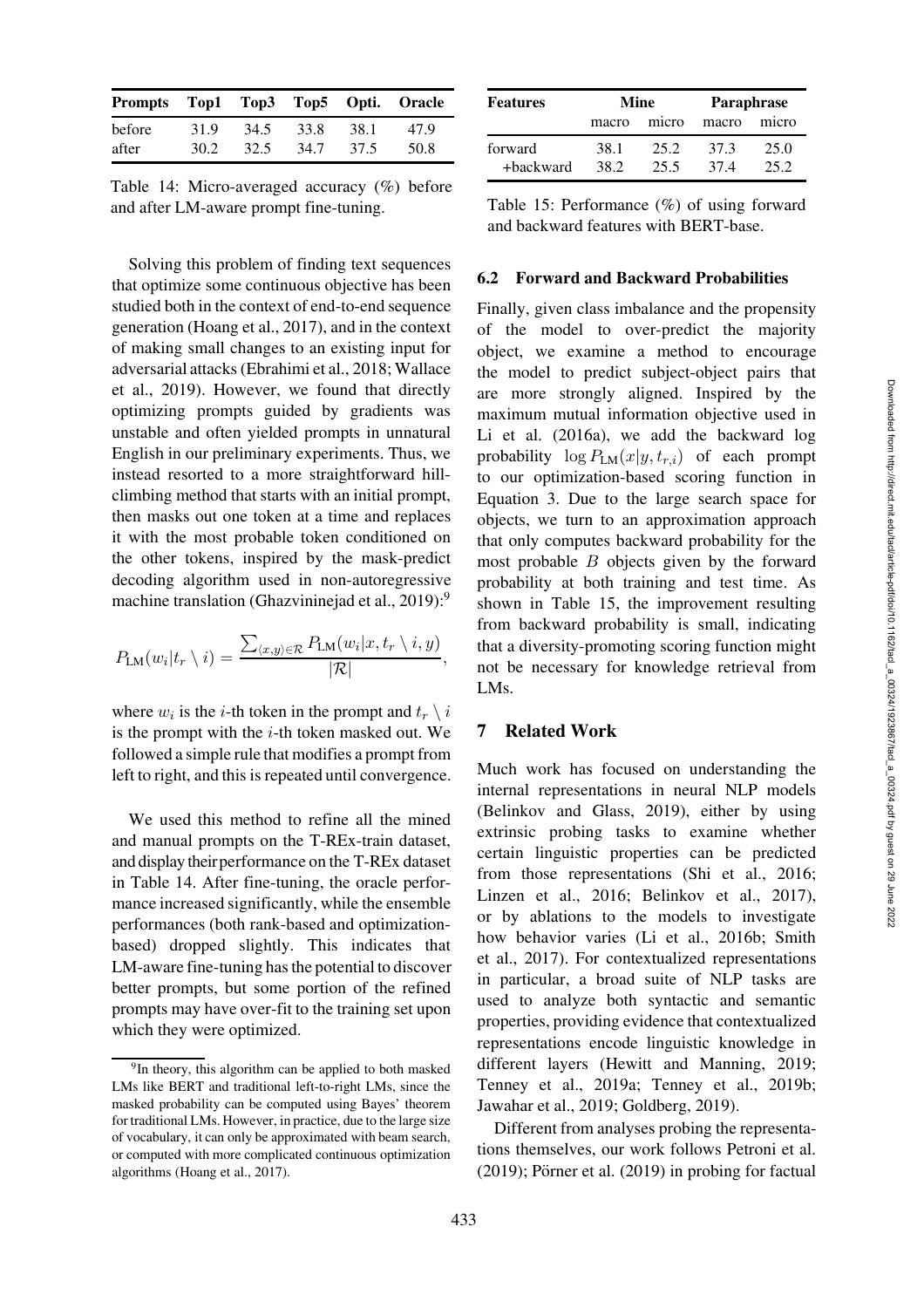| Prompts | Top1 | Top3 | Top5 | Opti. | Oracle |
|---|---|---|---|---|---|
| before | 31.9 | 34.5 | 33.8 | 38.1 | 47.9 |
| after | 30.2 | 32.5 | 34.7 | 37.5 | 50.8 |

Table 14: Micro-averaged accuracy (%) before and after LM-aware prompt fine-tuning.

Solving this problem of finding text sequences that optimize some continuous objective has been studied both in the context of end-to-end sequence generation (Hoang et al., 2017), and in the context of making small changes to an existing input for adversarial attacks (Ebrahimi et al., 2018; Wallace et al., 2019). However, we found that directly optimizing prompts guided by gradients was unstable and often yielded prompts in unnatural English in our preliminary experiments. Thus, we instead resorted to a more straightforward hill-climbing method that starts with an initial prompt, then masks out one token at a time and replaces it with the most probable token conditioned on the other tokens, inspired by the mask-predict decoding algorithm used in non-autoregressive machine translation (Ghazvininejad et al., 2019):[9]

$$P_{\text{LM}}(w_i|t_r \setminus i) = \frac{\sum_{\langle x,y\rangle \in \mathcal{R}} P_{\text{LM}}(w_i|x, t_r \setminus i, y)}{|\mathcal{R}|},$$

where $w_i$ is the $i$-th token in the prompt and $t_r \setminus i$ is the prompt with the $i$-th token masked out. We followed a simple rule that modifies a prompt from left to right, and this is repeated until convergence.

We used this method to refine all the mined and manual prompts on the T-REx-train dataset, and display their performance on the T-REx dataset in Table 14. After fine-tuning, the oracle performance increased significantly, while the ensemble performances (both rank-based and optimization-based) dropped slightly. This indicates that LM-aware fine-tuning has the potential to discover better prompts, but some portion of the refined prompts may have over-fit to the training set upon which they were optimized.

[9]In theory, this algorithm can be applied to both masked LMs like BERT and traditional left-to-right LMs, since the masked probability can be computed using Bayes' theorem for traditional LMs. However, in practice, due to the large size of vocabulary, it can only be approximated with beam search, or computed with more complicated continuous optimization algorithms (Hoang et al., 2017).

| Features | Mine | | Paraphrase | |
|---|---|---|---|---|
| | macro | micro | macro | micro |
| forward | 38.1 | 25.2 | 37.3 | 25.0 |
| +backward | 38.2 | 25.5 | 37.4 | 25.2 |

Table 15: Performance (%) of using forward and backward features with BERT-base.

### 6.2 Forward and Backward Probabilities

Finally, given class imbalance and the propensity of the model to over-predict the majority object, we examine a method to encourage the model to predict subject-object pairs that are more strongly aligned. Inspired by the maximum mutual information objective used in Li et al. (2016a), we add the backward log probability $\log P_{\text{LM}}(x|y, t_{r,i})$ of each prompt to our optimization-based scoring function in Equation 3. Due to the large search space for objects, we turn to an approximation approach that only computes backward probability for the most probable $B$ objects given by the forward probability at both training and test time. As shown in Table 15, the improvement resulting from backward probability is small, indicating that a diversity-promoting scoring function might not be necessary for knowledge retrieval from LMs.

## 7 Related Work

Much work has focused on understanding the internal representations in neural NLP models (Belinkov and Glass, 2019), either by using extrinsic probing tasks to examine whether certain linguistic properties can be predicted from those representations (Shi et al., 2016; Linzen et al., 2016; Belinkov et al., 2017), or by ablations to the models to investigate how behavior varies (Li et al., 2016b; Smith et al., 2017). For contextualized representations in particular, a broad suite of NLP tasks are used to analyze both syntactic and semantic properties, providing evidence that contextualized representations encode linguistic knowledge in different layers (Hewitt and Manning, 2019; Tenney et al., 2019a; Tenney et al., 2019b; Jawahar et al., 2019; Goldberg, 2019).

Different from analyses probing the representations themselves, our work follows Petroni et al. (2019); Pörner et al. (2019) in probing for factual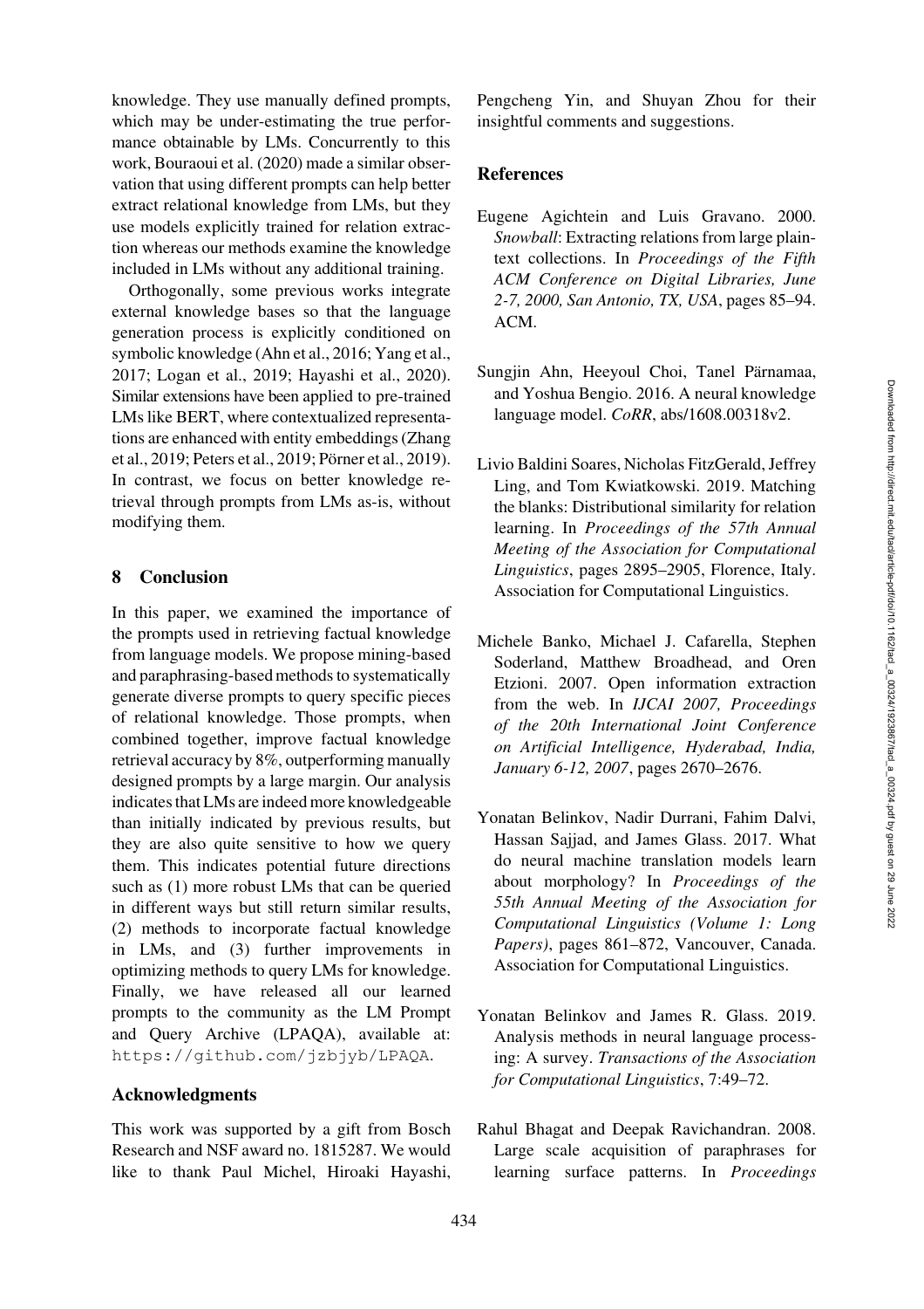knowledge. They use manually defined prompts, which may be under-estimating the true performance obtainable by LMs. Concurrently to this work, Bouraoui et al. (2020) made a similar observation that using different prompts can help better extract relational knowledge from LMs, but they use models explicitly trained for relation extraction whereas our methods examine the knowledge included in LMs without any additional training.

Orthogonally, some previous works integrate external knowledge bases so that the language generation process is explicitly conditioned on symbolic knowledge (Ahn et al., 2016; Yang et al., 2017; Logan et al., 2019; Hayashi et al., 2020). Similar extensions have been applied to pre-trained LMs like BERT, where contextualized representations are enhanced with entity embeddings (Zhang et al., 2019; Peters et al., 2019; Pörner et al., 2019). In contrast, we focus on better knowledge retrieval through prompts from LMs as-is, without modifying them.

## 8 Conclusion

In this paper, we examined the importance of the prompts used in retrieving factual knowledge from language models. We propose mining-based and paraphrasing-based methods to systematically generate diverse prompts to query specific pieces of relational knowledge. Those prompts, when combined together, improve factual knowledge retrieval accuracy by 8%, outperforming manually designed prompts by a large margin. Our analysis indicates that LMs are indeed more knowledgeable than initially indicated by previous results, but they are also quite sensitive to how we query them. This indicates potential future directions such as (1) more robust LMs that can be queried in different ways but still return similar results, (2) methods to incorporate factual knowledge in LMs, and (3) further improvements in optimizing methods to query LMs for knowledge. Finally, we have released all our learned prompts to the community as the LM Prompt and Query Archive (LPAQA), available at: `https://github.com/jzbjyb/LPAQA`.

## Acknowledgments

This work was supported by a gift from Bosch Research and NSF award no. 1815287. We would like to thank Paul Michel, Hiroaki Hayashi, Pengcheng Yin, and Shuyan Zhou for their insightful comments and suggestions.

## References

Eugene Agichtein and Luis Gravano. 2000. *Snowball*: Extracting relations from large plain-text collections. In *Proceedings of the Fifth ACM Conference on Digital Libraries, June 2-7, 2000, San Antonio, TX, USA*, pages 85–94. ACM.

Sungjin Ahn, Heeyoul Choi, Tanel Pärnamaa, and Yoshua Bengio. 2016. A neural knowledge language model. *CoRR*, abs/1608.00318v2.

Livio Baldini Soares, Nicholas FitzGerald, Jeffrey Ling, and Tom Kwiatkowski. 2019. Matching the blanks: Distributional similarity for relation learning. In *Proceedings of the 57th Annual Meeting of the Association for Computational Linguistics*, pages 2895–2905, Florence, Italy. Association for Computational Linguistics.

Michele Banko, Michael J. Cafarella, Stephen Soderland, Matthew Broadhead, and Oren Etzioni. 2007. Open information extraction from the web. In *IJCAI 2007, Proceedings of the 20th International Joint Conference on Artificial Intelligence, Hyderabad, India, January 6-12, 2007*, pages 2670–2676.

Yonatan Belinkov, Nadir Durrani, Fahim Dalvi, Hassan Sajjad, and James Glass. 2017. What do neural machine translation models learn about morphology? In *Proceedings of the 55th Annual Meeting of the Association for Computational Linguistics (Volume 1: Long Papers)*, pages 861–872, Vancouver, Canada. Association for Computational Linguistics.

Yonatan Belinkov and James R. Glass. 2019. Analysis methods in neural language processing: A survey. *Transactions of the Association for Computational Linguistics*, 7:49–72.

Rahul Bhagat and Deepak Ravichandran. 2008. Large scale acquisition of paraphrases for learning surface patterns. In *Proceedings*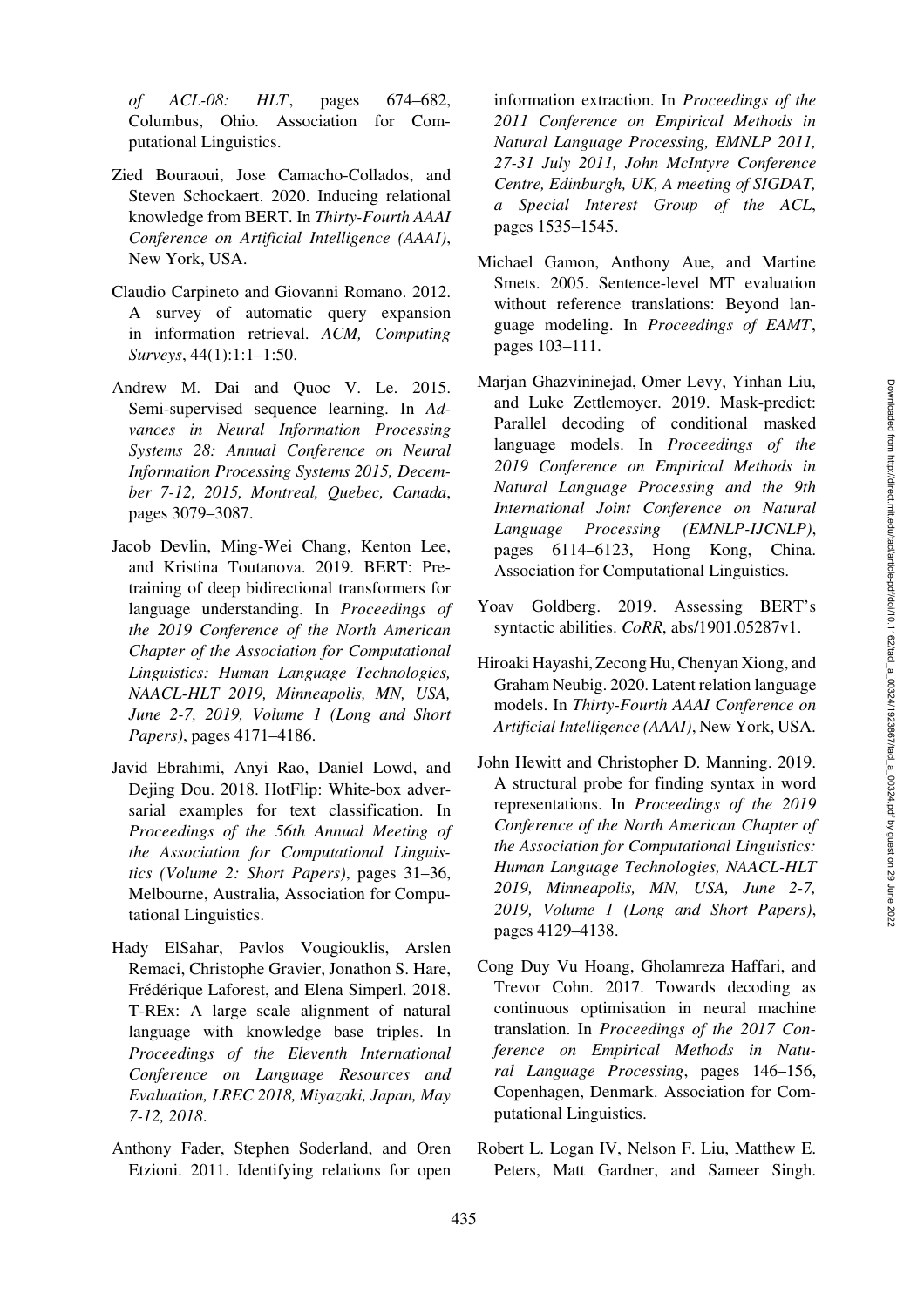*of ACL-08: HLT*, pages 674–682, Columbus, Ohio. Association for Computational Linguistics.

Zied Bouraoui, Jose Camacho-Collados, and Steven Schockaert. 2020. Inducing relational knowledge from BERT. In *Thirty-Fourth AAAI Conference on Artificial Intelligence (AAAI)*, New York, USA.

Claudio Carpineto and Giovanni Romano. 2012. A survey of automatic query expansion in information retrieval. *ACM, Computing Surveys*, 44(1):1:1–1:50.

Andrew M. Dai and Quoc V. Le. 2015. Semi-supervised sequence learning. In *Advances in Neural Information Processing Systems 28: Annual Conference on Neural Information Processing Systems 2015, December 7-12, 2015, Montreal, Quebec, Canada*, pages 3079–3087.

Jacob Devlin, Ming-Wei Chang, Kenton Lee, and Kristina Toutanova. 2019. BERT: Pre-training of deep bidirectional transformers for language understanding. In *Proceedings of the 2019 Conference of the North American Chapter of the Association for Computational Linguistics: Human Language Technologies, NAACL-HLT 2019, Minneapolis, MN, USA, June 2-7, 2019, Volume 1 (Long and Short Papers)*, pages 4171–4186.

Javid Ebrahimi, Anyi Rao, Daniel Lowd, and Dejing Dou. 2018. HotFlip: White-box adversarial examples for text classification. In *Proceedings of the 56th Annual Meeting of the Association for Computational Linguistics (Volume 2: Short Papers)*, pages 31–36, Melbourne, Australia, Association for Computational Linguistics.

Hady ElSahar, Pavlos Vougiouklis, Arslen Remaci, Christophe Gravier, Jonathon S. Hare, Frédérique Laforest, and Elena Simperl. 2018. T-REx: A large scale alignment of natural language with knowledge base triples. In *Proceedings of the Eleventh International Conference on Language Resources and Evaluation, LREC 2018, Miyazaki, Japan, May 7-12, 2018*.

Anthony Fader, Stephen Soderland, and Oren Etzioni. 2011. Identifying relations for open information extraction. In *Proceedings of the 2011 Conference on Empirical Methods in Natural Language Processing, EMNLP 2011, 27-31 July 2011, John McIntyre Conference Centre, Edinburgh, UK, A meeting of SIGDAT, a Special Interest Group of the ACL*, pages 1535–1545.

Michael Gamon, Anthony Aue, and Martine Smets. 2005. Sentence-level MT evaluation without reference translations: Beyond language modeling. In *Proceedings of EAMT*, pages 103–111.

Marjan Ghazvininejad, Omer Levy, Yinhan Liu, and Luke Zettlemoyer. 2019. Mask-predict: Parallel decoding of conditional masked language models. In *Proceedings of the 2019 Conference on Empirical Methods in Natural Language Processing and the 9th International Joint Conference on Natural Language Processing (EMNLP-IJCNLP)*, pages 6114–6123, Hong Kong, China. Association for Computational Linguistics.

Yoav Goldberg. 2019. Assessing BERT's syntactic abilities. *CoRR*, abs/1901.05287v1.

Hiroaki Hayashi, Zecong Hu, Chenyan Xiong, and Graham Neubig. 2020. Latent relation language models. In *Thirty-Fourth AAAI Conference on Artificial Intelligence (AAAI)*, New York, USA.

John Hewitt and Christopher D. Manning. 2019. A structural probe for finding syntax in word representations. In *Proceedings of the 2019 Conference of the North American Chapter of the Association for Computational Linguistics: Human Language Technologies, NAACL-HLT 2019, Minneapolis, MN, USA, June 2-7, 2019, Volume 1 (Long and Short Papers)*, pages 4129–4138.

Cong Duy Vu Hoang, Gholamreza Haffari, and Trevor Cohn. 2017. Towards decoding as continuous optimisation in neural machine translation. In *Proceedings of the 2017 Conference on Empirical Methods in Natural Language Processing*, pages 146–156, Copenhagen, Denmark. Association for Computational Linguistics.

Robert L. Logan IV, Nelson F. Liu, Matthew E. Peters, Matt Gardner, and Sameer Singh.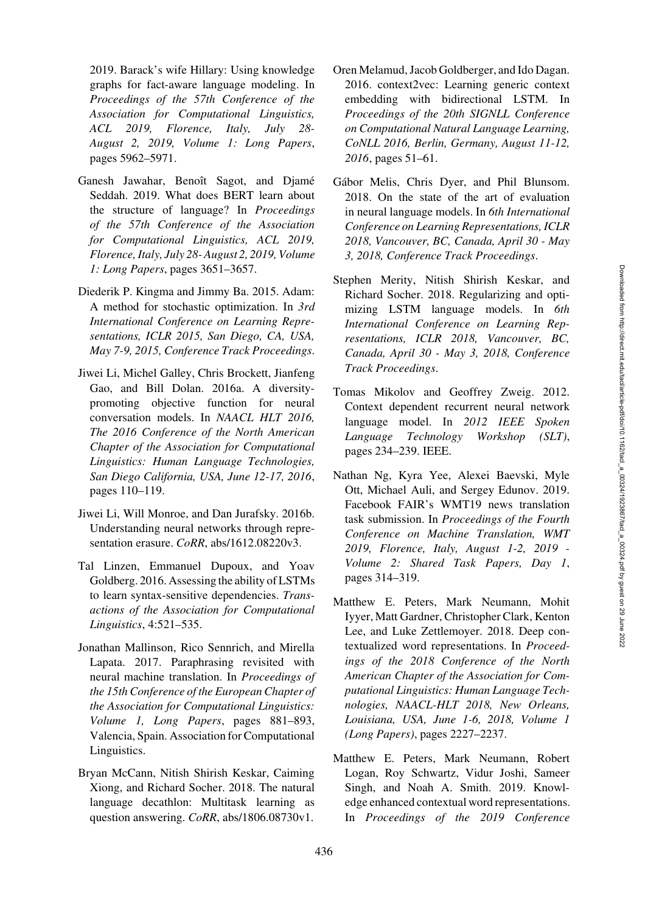2019. Barack's wife Hillary: Using knowledge graphs for fact-aware language modeling. In *Proceedings of the 57th Conference of the Association for Computational Linguistics, ACL 2019, Florence, Italy, July 28-August 2, 2019, Volume 1: Long Papers*, pages 5962–5971.

Ganesh Jawahar, Benoît Sagot, and Djamé Seddah. 2019. What does BERT learn about the structure of language? In *Proceedings of the 57th Conference of the Association for Computational Linguistics, ACL 2019, Florence, Italy, July 28- August 2, 2019, Volume 1: Long Papers*, pages 3651–3657.

Diederik P. Kingma and Jimmy Ba. 2015. Adam: A method for stochastic optimization. In *3rd International Conference on Learning Representations, ICLR 2015, San Diego, CA, USA, May 7-9, 2015, Conference Track Proceedings*.

Jiwei Li, Michel Galley, Chris Brockett, Jianfeng Gao, and Bill Dolan. 2016a. A diversity-promoting objective function for neural conversation models. In *NAACL HLT 2016, The 2016 Conference of the North American Chapter of the Association for Computational Linguistics: Human Language Technologies, San Diego California, USA, June 12-17, 2016*, pages 110–119.

Jiwei Li, Will Monroe, and Dan Jurafsky. 2016b. Understanding neural networks through representation erasure. *CoRR*, abs/1612.08220v3.

Tal Linzen, Emmanuel Dupoux, and Yoav Goldberg. 2016. Assessing the ability of LSTMs to learn syntax-sensitive dependencies. *Transactions of the Association for Computational Linguistics*, 4:521–535.

Jonathan Mallinson, Rico Sennrich, and Mirella Lapata. 2017. Paraphrasing revisited with neural machine translation. In *Proceedings of the 15th Conference of the European Chapter of the Association for Computational Linguistics: Volume 1, Long Papers*, pages 881–893, Valencia, Spain. Association for Computational Linguistics.

Bryan McCann, Nitish Shirish Keskar, Caiming Xiong, and Richard Socher. 2018. The natural language decathlon: Multitask learning as question answering. *CoRR*, abs/1806.08730v1.

Oren Melamud, Jacob Goldberger, and Ido Dagan. 2016. context2vec: Learning generic context embedding with bidirectional LSTM. In *Proceedings of the 20th SIGNLL Conference on Computational Natural Language Learning, CoNLL 2016, Berlin, Germany, August 11-12, 2016*, pages 51–61.

Gábor Melis, Chris Dyer, and Phil Blunsom. 2018. On the state of the art of evaluation in neural language models. In *6th International Conference on Learning Representations, ICLR 2018, Vancouver, BC, Canada, April 30 - May 3, 2018, Conference Track Proceedings*.

Stephen Merity, Nitish Shirish Keskar, and Richard Socher. 2018. Regularizing and optimizing LSTM language models. In *6th International Conference on Learning Representations, ICLR 2018, Vancouver, BC, Canada, April 30 - May 3, 2018, Conference Track Proceedings*.

Tomas Mikolov and Geoffrey Zweig. 2012. Context dependent recurrent neural network language model. In *2012 IEEE Spoken Language Technology Workshop (SLT)*, pages 234–239. IEEE.

Nathan Ng, Kyra Yee, Alexei Baevski, Myle Ott, Michael Auli, and Sergey Edunov. 2019. Facebook FAIR's WMT19 news translation task submission. In *Proceedings of the Fourth Conference on Machine Translation, WMT 2019, Florence, Italy, August 1-2, 2019 - Volume 2: Shared Task Papers, Day 1*, pages 314–319.

Matthew E. Peters, Mark Neumann, Mohit Iyyer, Matt Gardner, Christopher Clark, Kenton Lee, and Luke Zettlemoyer. 2018. Deep contextualized word representations. In *Proceedings of the 2018 Conference of the North American Chapter of the Association for Computational Linguistics: Human Language Technologies, NAACL-HLT 2018, New Orleans, Louisiana, USA, June 1-6, 2018, Volume 1 (Long Papers)*, pages 2227–2237.

Matthew E. Peters, Mark Neumann, Robert Logan, Roy Schwartz, Vidur Joshi, Sameer Singh, and Noah A. Smith. 2019. Knowledge enhanced contextual word representations. In *Proceedings of the 2019 Conference*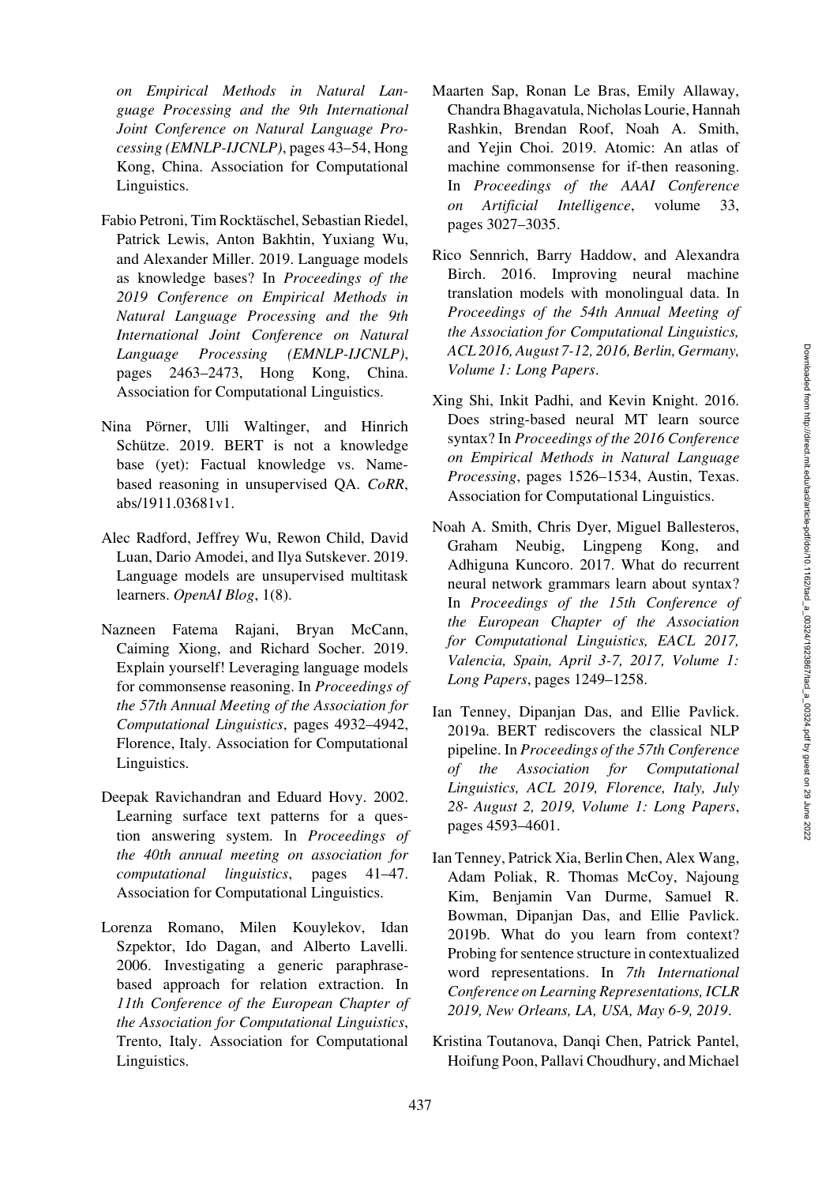*on Empirical Methods in Natural Language Processing and the 9th International Joint Conference on Natural Language Processing (EMNLP-IJCNLP)*, pages 43–54, Hong Kong, China. Association for Computational Linguistics.

Fabio Petroni, Tim Rocktäschel, Sebastian Riedel, Patrick Lewis, Anton Bakhtin, Yuxiang Wu, and Alexander Miller. 2019. Language models as knowledge bases? In *Proceedings of the 2019 Conference on Empirical Methods in Natural Language Processing and the 9th International Joint Conference on Natural Language Processing (EMNLP-IJCNLP)*, pages 2463–2473, Hong Kong, China. Association for Computational Linguistics.

Nina Pörner, Ulli Waltinger, and Hinrich Schütze. 2019. BERT is not a knowledge base (yet): Factual knowledge vs. Name-based reasoning in unsupervised QA. *CoRR*, abs/1911.03681v1.

Alec Radford, Jeffrey Wu, Rewon Child, David Luan, Dario Amodei, and Ilya Sutskever. 2019. Language models are unsupervised multitask learners. *OpenAI Blog*, 1(8).

Nazneen Fatema Rajani, Bryan McCann, Caiming Xiong, and Richard Socher. 2019. Explain yourself! Leveraging language models for commonsense reasoning. In *Proceedings of the 57th Annual Meeting of the Association for Computational Linguistics*, pages 4932–4942, Florence, Italy. Association for Computational Linguistics.

Deepak Ravichandran and Eduard Hovy. 2002. Learning surface text patterns for a question answering system. In *Proceedings of the 40th annual meeting on association for computational linguistics*, pages 41–47. Association for Computational Linguistics.

Lorenza Romano, Milen Kouylekov, Idan Szpektor, Ido Dagan, and Alberto Lavelli. 2006. Investigating a generic paraphrase-based approach for relation extraction. In *11th Conference of the European Chapter of the Association for Computational Linguistics*, Trento, Italy. Association for Computational Linguistics.

Maarten Sap, Ronan Le Bras, Emily Allaway, Chandra Bhagavatula, Nicholas Lourie, Hannah Rashkin, Brendan Roof, Noah A. Smith, and Yejin Choi. 2019. Atomic: An atlas of machine commonsense for if-then reasoning. In *Proceedings of the AAAI Conference on Artificial Intelligence*, volume 33, pages 3027–3035.

Rico Sennrich, Barry Haddow, and Alexandra Birch. 2016. Improving neural machine translation models with monolingual data. In *Proceedings of the 54th Annual Meeting of the Association for Computational Linguistics, ACL 2016, August 7-12, 2016, Berlin, Germany, Volume 1: Long Papers*.

Xing Shi, Inkit Padhi, and Kevin Knight. 2016. Does string-based neural MT learn source syntax? In *Proceedings of the 2016 Conference on Empirical Methods in Natural Language Processing*, pages 1526–1534, Austin, Texas. Association for Computational Linguistics.

Noah A. Smith, Chris Dyer, Miguel Ballesteros, Graham Neubig, Lingpeng Kong, and Adhiguna Kuncoro. 2017. What do recurrent neural network grammars learn about syntax? In *Proceedings of the 15th Conference of the European Chapter of the Association for Computational Linguistics, EACL 2017, Valencia, Spain, April 3-7, 2017, Volume 1: Long Papers*, pages 1249–1258.

Ian Tenney, Dipanjan Das, and Ellie Pavlick. 2019a. BERT rediscovers the classical NLP pipeline. In *Proceedings of the 57th Conference of the Association for Computational Linguistics, ACL 2019, Florence, Italy, July 28- August 2, 2019, Volume 1: Long Papers*, pages 4593–4601.

Ian Tenney, Patrick Xia, Berlin Chen, Alex Wang, Adam Poliak, R. Thomas McCoy, Najoung Kim, Benjamin Van Durme, Samuel R. Bowman, Dipanjan Das, and Ellie Pavlick. 2019b. What do you learn from context? Probing for sentence structure in contextualized word representations. In *7th International Conference on Learning Representations, ICLR 2019, New Orleans, LA, USA, May 6-9, 2019*.

Kristina Toutanova, Danqi Chen, Patrick Pantel, Hoifung Poon, Pallavi Choudhury, and Michael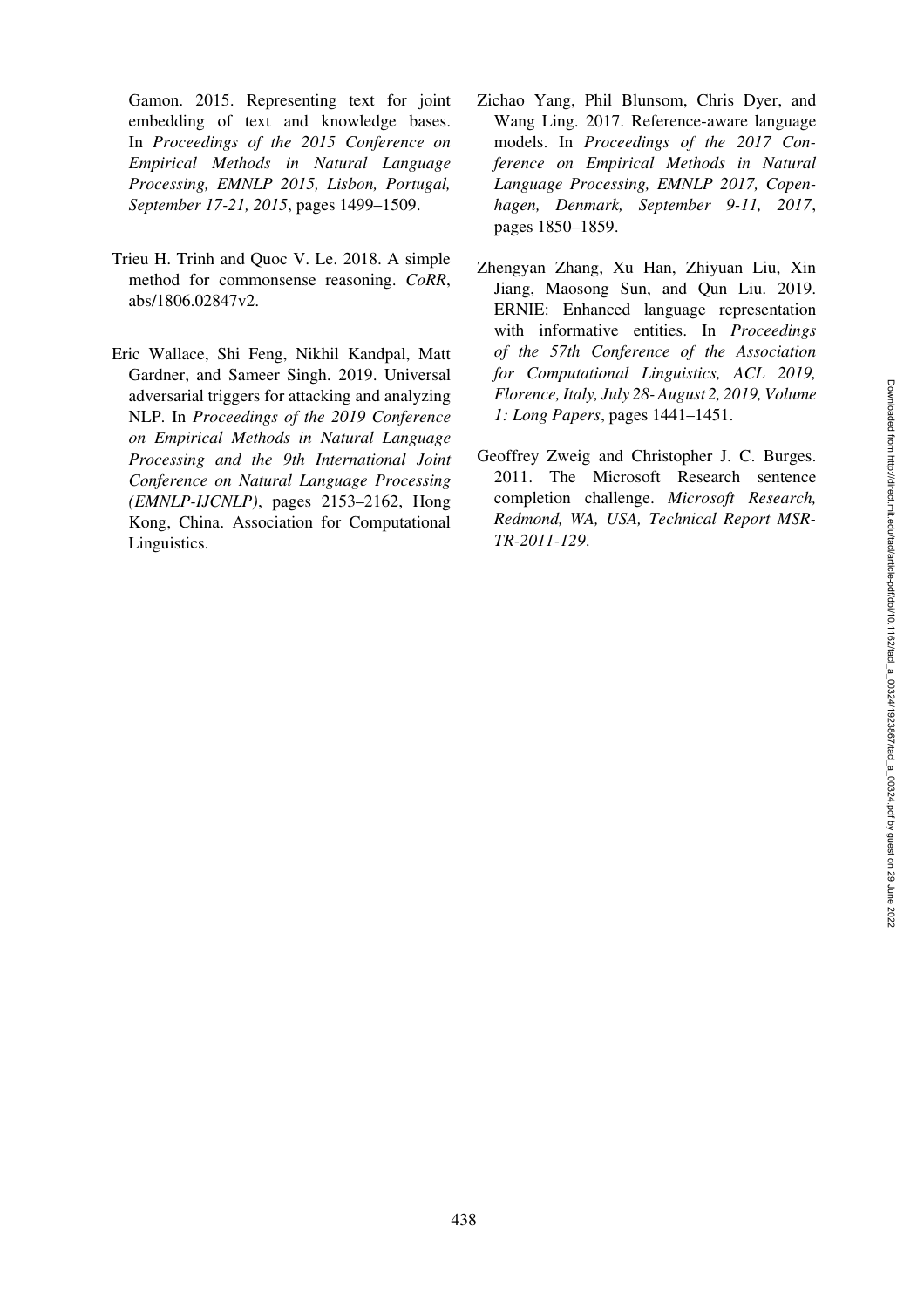Gamon. 2015. Representing text for joint embedding of text and knowledge bases. In *Proceedings of the 2015 Conference on Empirical Methods in Natural Language Processing, EMNLP 2015, Lisbon, Portugal, September 17-21, 2015*, pages 1499–1509.

Trieu H. Trinh and Quoc V. Le. 2018. A simple method for commonsense reasoning. *CoRR*, abs/1806.02847v2.

Eric Wallace, Shi Feng, Nikhil Kandpal, Matt Gardner, and Sameer Singh. 2019. Universal adversarial triggers for attacking and analyzing NLP. In *Proceedings of the 2019 Conference on Empirical Methods in Natural Language Processing and the 9th International Joint Conference on Natural Language Processing (EMNLP-IJCNLP)*, pages 2153–2162, Hong Kong, China. Association for Computational Linguistics.

Zichao Yang, Phil Blunsom, Chris Dyer, and Wang Ling. 2017. Reference-aware language models. In *Proceedings of the 2017 Conference on Empirical Methods in Natural Language Processing, EMNLP 2017, Copenhagen, Denmark, September 9-11, 2017*, pages 1850–1859.

Zhengyan Zhang, Xu Han, Zhiyuan Liu, Xin Jiang, Maosong Sun, and Qun Liu. 2019. ERNIE: Enhanced language representation with informative entities. In *Proceedings of the 57th Conference of the Association for Computational Linguistics, ACL 2019, Florence, Italy, July 28- August 2, 2019, Volume 1: Long Papers*, pages 1441–1451.

Geoffrey Zweig and Christopher J. C. Burges. 2011. The Microsoft Research sentence completion challenge. *Microsoft Research, Redmond, WA, USA, Technical Report MSR-TR-2011-129*.